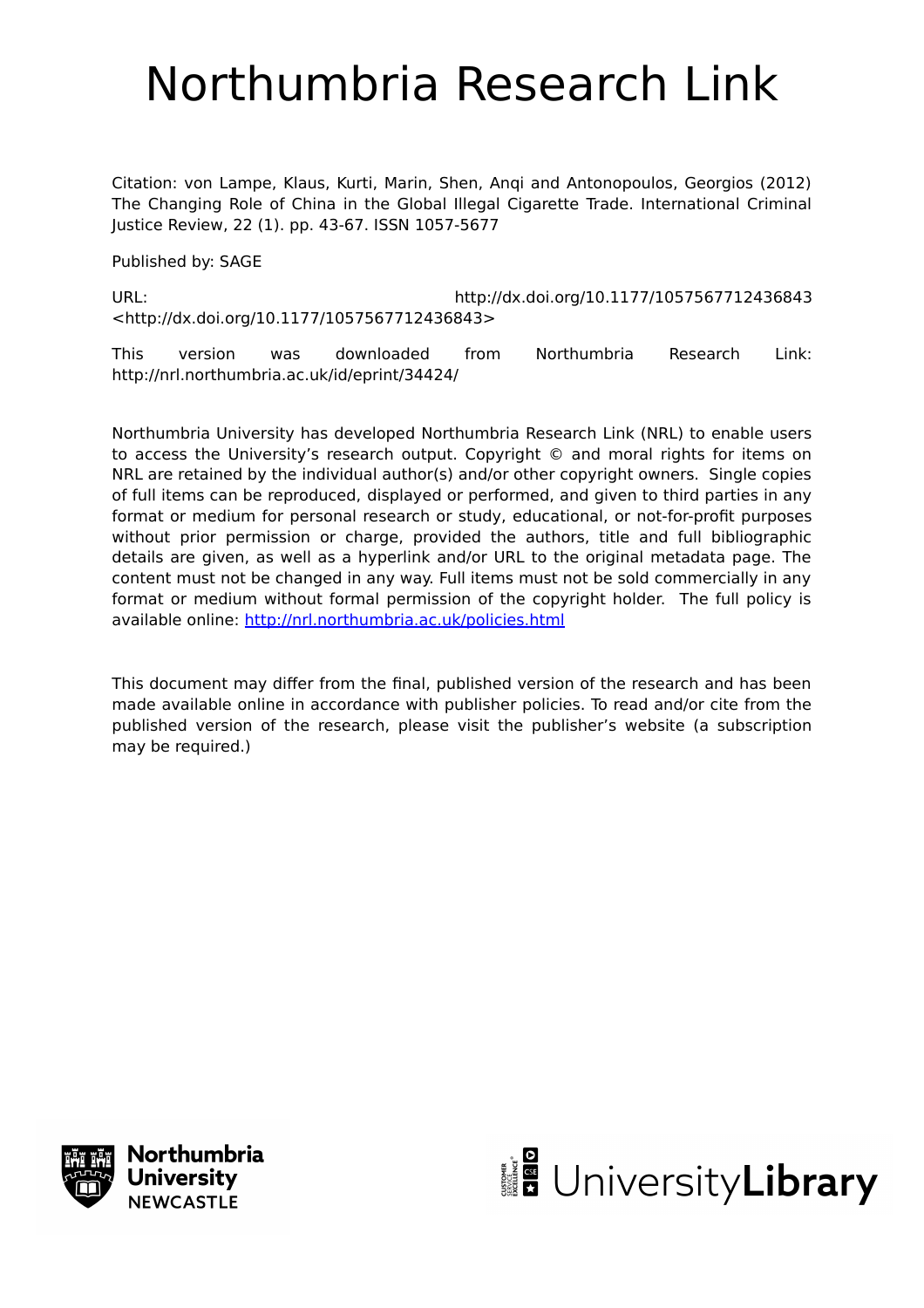# Northumbria Research Link

Citation: von Lampe, Klaus, Kurti, Marin, Shen, Anqi and Antonopoulos, Georgios (2012) The Changing Role of China in the Global Illegal Cigarette Trade. International Criminal Justice Review, 22 (1). pp. 43-67. ISSN 1057-5677

Published by: SAGE

URL: http://dx.doi.org/10.1177/1057567712436843 <http://dx.doi.org/10.1177/1057567712436843>

This version was downloaded from Northumbria Research Link: http://nrl.northumbria.ac.uk/id/eprint/34424/

Northumbria University has developed Northumbria Research Link (NRL) to enable users to access the University's research output. Copyright © and moral rights for items on NRL are retained by the individual author(s) and/or other copyright owners. Single copies of full items can be reproduced, displayed or performed, and given to third parties in any format or medium for personal research or study, educational, or not-for-profit purposes without prior permission or charge, provided the authors, title and full bibliographic details are given, as well as a hyperlink and/or URL to the original metadata page. The content must not be changed in any way. Full items must not be sold commercially in any format or medium without formal permission of the copyright holder. The full policy is available online: http://nrl.northumbria.ac.uk/policies.html

This document may differ from the final, published version of the research and has been made available online in accordance with publisher policies. To read and/or cite from the published version of the research, please visit the publisher's website (a subscription may be required.)

Northumbria University NEWCASTLE

UniversityLibrary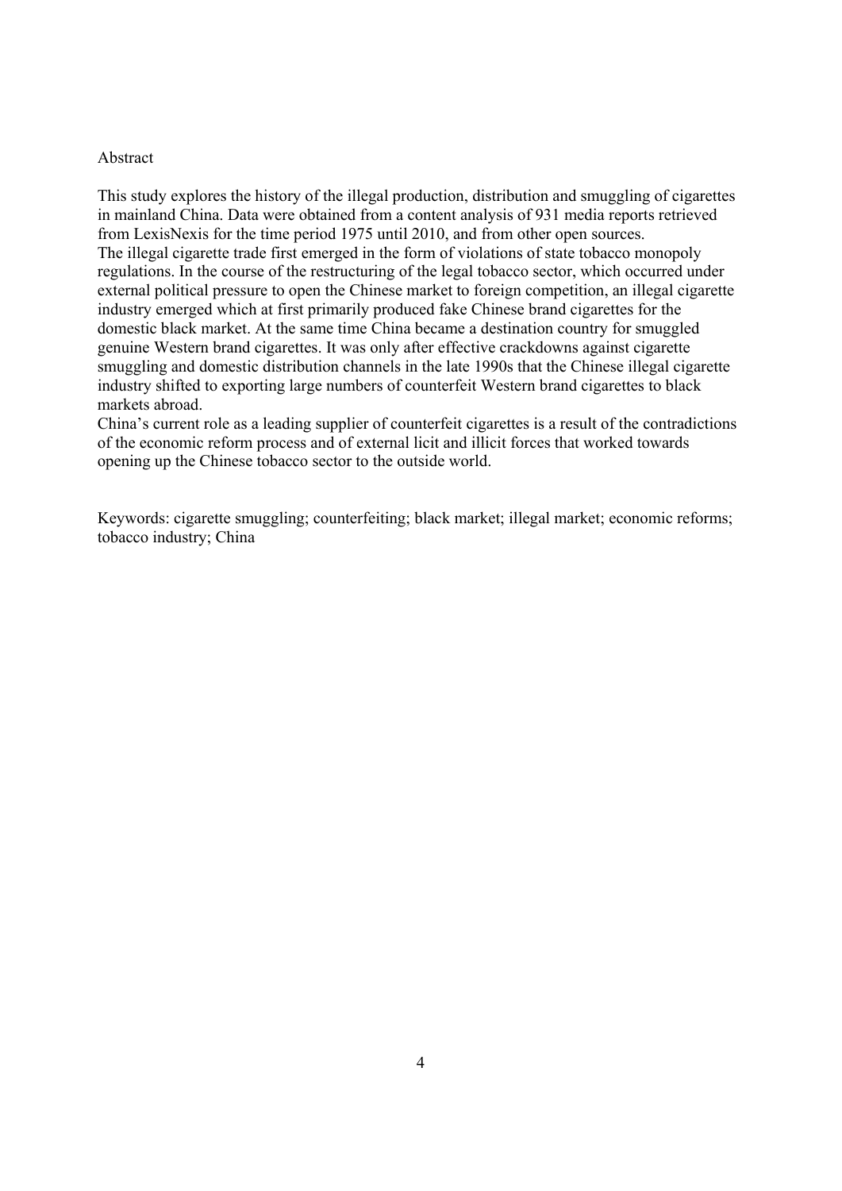# Abstract

This study explores the history of the illegal production, distribution and smuggling of cigarettes in mainland China. Data were obtained from a content analysis of 931 media reports retrieved from LexisNexis for the time period 1975 until 2010, and from other open sources.

The illegal cigarette trade first emerged in the form of violations of state tobacco monopoly regulations. In the course of the restructuring of the legal tobacco sector, which occurred under external political pressure to open the Chinese market to foreign competition, an illegal cigarette industry emerged which at first primarily produced fake Chinese brand cigarettes for the domestic black market. At the same time China became a destination country for smuggled genuine Western brand cigarettes. It was only after effective crackdowns against cigarette smuggling and domestic distribution channels in the late 1990s that the Chinese illegal cigarette industry shifted to exporting large numbers of counterfeit Western brand cigarettes to black markets abroad.

China's current role as a leading supplier of counterfeit cigarettes is a result of the contradictions of the economic reform process and of external licit and illicit forces that worked towards opening up the Chinese tobacco sector to the outside world.

Keywords: cigarette smuggling; counterfeiting; black market; illegal market; economic reforms; tobacco industry; China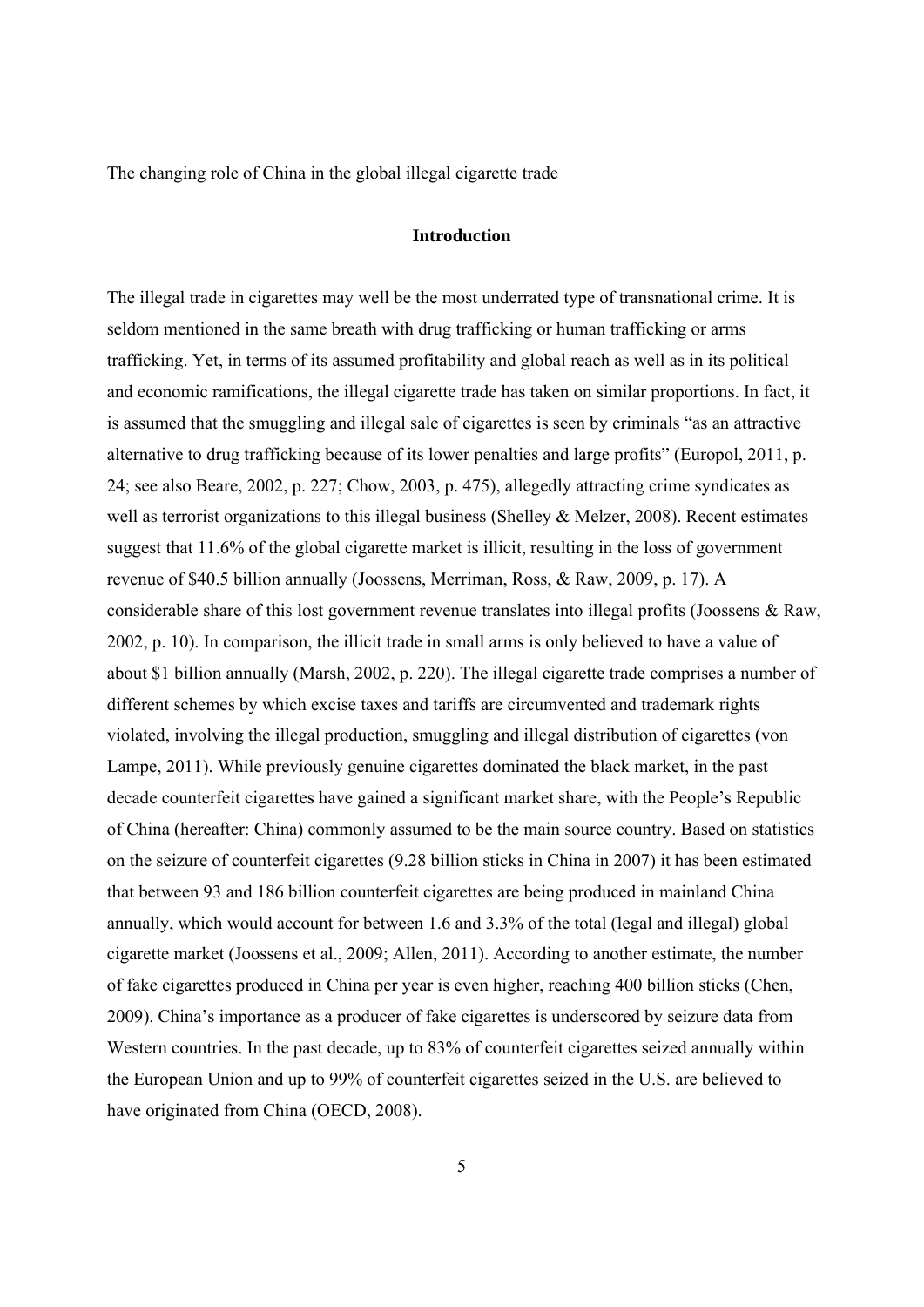The changing role of China in the global illegal cigarette trade

## Introduction

The illegal trade in cigarettes may well be the most underrated type of transnational crime. It is seldom mentioned in the same breath with drug trafficking or human trafficking or arms trafficking. Yet, in terms of its assumed profitability and global reach as well as in its political and economic ramifications, the illegal cigarette trade has taken on similar proportions. In fact, it is assumed that the smuggling and illegal sale of cigarettes is seen by criminals "as an attractive alternative to drug trafficking because of its lower penalties and large profits" (Europol, 2011, p. 24; see also Beare, 2002, p. 227; Chow, 2003, p. 475), allegedly attracting crime syndicates as well as terrorist organizations to this illegal business (Shelley & Melzer, 2008). Recent estimates suggest that 11.6% of the global cigarette market is illicit, resulting in the loss of government revenue of $40.5 billion annually (Joossens, Merriman, Ross, & Raw, 2009, p. 17). A considerable share of this lost government revenue translates into illegal profits (Joossens & Raw, 2002, p. 10). In comparison, the illicit trade in small arms is only believed to have a value of about $1 billion annually (Marsh, 2002, p. 220). The illegal cigarette trade comprises a number of different schemes by which excise taxes and tariffs are circumvented and trademark rights violated, involving the illegal production, smuggling and illegal distribution of cigarettes (von Lampe, 2011). While previously genuine cigarettes dominated the black market, in the past decade counterfeit cigarettes have gained a significant market share, with the People's Republic of China (hereafter: China) commonly assumed to be the main source country. Based on statistics on the seizure of counterfeit cigarettes (9.28 billion sticks in China in 2007) it has been estimated that between 93 and 186 billion counterfeit cigarettes are being produced in mainland China annually, which would account for between 1.6 and 3.3% of the total (legal and illegal) global cigarette market (Joossens et al., 2009; Allen, 2011). According to another estimate, the number of fake cigarettes produced in China per year is even higher, reaching 400 billion sticks (Chen, 2009). China's importance as a producer of fake cigarettes is underscored by seizure data from Western countries. In the past decade, up to 83% of counterfeit cigarettes seized annually within the European Union and up to 99% of counterfeit cigarettes seized in the U.S. are believed to have originated from China (OECD, 2008).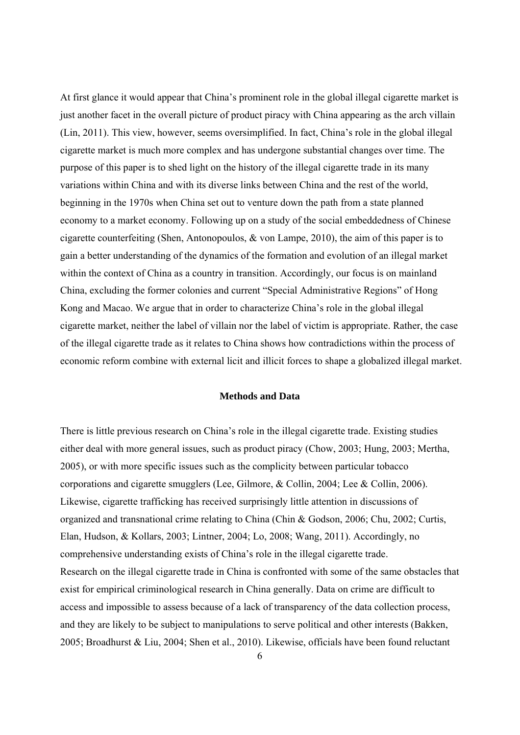At first glance it would appear that China's prominent role in the global illegal cigarette market is just another facet in the overall picture of product piracy with China appearing as the arch villain (Lin, 2011). This view, however, seems oversimplified. In fact, China's role in the global illegal cigarette market is much more complex and has undergone substantial changes over time. The purpose of this paper is to shed light on the history of the illegal cigarette trade in its many variations within China and with its diverse links between China and the rest of the world, beginning in the 1970s when China set out to venture down the path from a state planned economy to a market economy. Following up on a study of the social embeddedness of Chinese cigarette counterfeiting (Shen, Antonopoulos, & von Lampe, 2010), the aim of this paper is to gain a better understanding of the dynamics of the formation and evolution of an illegal market within the context of China as a country in transition. Accordingly, our focus is on mainland China, excluding the former colonies and current "Special Administrative Regions" of Hong Kong and Macao. We argue that in order to characterize China's role in the global illegal cigarette market, neither the label of villain nor the label of victim is appropriate. Rather, the case of the illegal cigarette trade as it relates to China shows how contradictions within the process of economic reform combine with external licit and illicit forces to shape a globalized illegal market.

## Methods and Data

There is little previous research on China's role in the illegal cigarette trade. Existing studies either deal with more general issues, such as product piracy (Chow, 2003; Hung, 2003; Mertha, 2005), or with more specific issues such as the complicity between particular tobacco corporations and cigarette smugglers (Lee, Gilmore, & Collin, 2004; Lee & Collin, 2006). Likewise, cigarette trafficking has received surprisingly little attention in discussions of organized and transnational crime relating to China (Chin & Godson, 2006; Chu, 2002; Curtis, Elan, Hudson, & Kollars, 2003; Lintner, 2004; Lo, 2008; Wang, 2011). Accordingly, no comprehensive understanding exists of China's role in the illegal cigarette trade.

Research on the illegal cigarette trade in China is confronted with some of the same obstacles that exist for empirical criminological research in China generally. Data on crime are difficult to access and impossible to assess because of a lack of transparency of the data collection process, and they are likely to be subject to manipulations to serve political and other interests (Bakken, 2005; Broadhurst & Liu, 2004; Shen et al., 2010). Likewise, officials have been found reluctant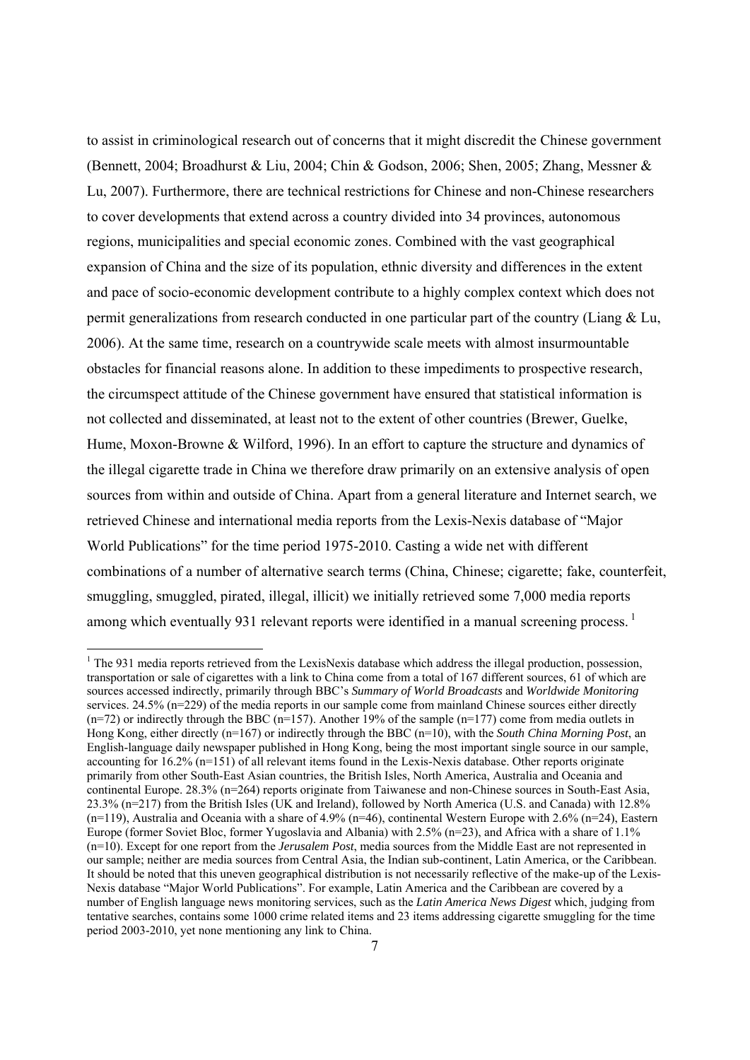to assist in criminological research out of concerns that it might discredit the Chinese government (Bennett, 2004; Broadhurst & Liu, 2004; Chin & Godson, 2006; Shen, 2005; Zhang, Messner & Lu, 2007). Furthermore, there are technical restrictions for Chinese and non-Chinese researchers to cover developments that extend across a country divided into 34 provinces, autonomous regions, municipalities and special economic zones. Combined with the vast geographical expansion of China and the size of its population, ethnic diversity and differences in the extent and pace of socio-economic development contribute to a highly complex context which does not permit generalizations from research conducted in one particular part of the country (Liang & Lu, 2006). At the same time, research on a countrywide scale meets with almost insurmountable obstacles for financial reasons alone. In addition to these impediments to prospective research, the circumspect attitude of the Chinese government have ensured that statistical information is not collected and disseminated, at least not to the extent of other countries (Brewer, Guelke, Hume, Moxon-Browne & Wilford, 1996). In an effort to capture the structure and dynamics of the illegal cigarette trade in China we therefore draw primarily on an extensive analysis of open sources from within and outside of China. Apart from a general literature and Internet search, we retrieved Chinese and international media reports from the Lexis-Nexis database of "Major World Publications" for the time period 1975-2010. Casting a wide net with different combinations of a number of alternative search terms (China, Chinese; cigarette; fake, counterfeit, smuggling, smuggled, pirated, illegal, illicit) we initially retrieved some 7,000 media reports among which eventually 931 relevant reports were identified in a manual screening process.[1]

[1] The 931 media reports retrieved from the LexisNexis database which address the illegal production, possession, transportation or sale of cigarettes with a link to China come from a total of 167 different sources, 61 of which are sources accessed indirectly, primarily through BBC's *Summary of World Broadcasts* and *Worldwide Monitoring* services. 24.5% (n=229) of the media reports in our sample come from mainland Chinese sources either directly (n=72) or indirectly through the BBC (n=157). Another 19% of the sample (n=177) come from media outlets in Hong Kong, either directly (n=167) or indirectly through the BBC (n=10), with the *South China Morning Post*, an English-language daily newspaper published in Hong Kong, being the most important single source in our sample, accounting for 16.2% (n=151) of all relevant items found in the Lexis-Nexis database. Other reports originate primarily from other South-East Asian countries, the British Isles, North America, Australia and Oceania and continental Europe. 28.3% (n=264) reports originate from Taiwanese and non-Chinese sources in South-East Asia, 23.3% (n=217) from the British Isles (UK and Ireland), followed by North America (U.S. and Canada) with 12.8% (n=119), Australia and Oceania with a share of 4.9% (n=46), continental Western Europe with 2.6% (n=24), Eastern Europe (former Soviet Bloc, former Yugoslavia and Albania) with 2.5% (n=23), and Africa with a share of 1.1% (n=10). Except for one report from the *Jerusalem Post*, media sources from the Middle East are not represented in our sample; neither are media sources from Central Asia, the Indian sub-continent, Latin America, or the Caribbean. It should be noted that this uneven geographical distribution is not necessarily reflective of the make-up of the Lexis-Nexis database "Major World Publications". For example, Latin America and the Caribbean are covered by a number of English language news monitoring services, such as the *Latin America News Digest* which, judging from tentative searches, contains some 1000 crime related items and 23 items addressing cigarette smuggling for the time period 2003-2010, yet none mentioning any link to China.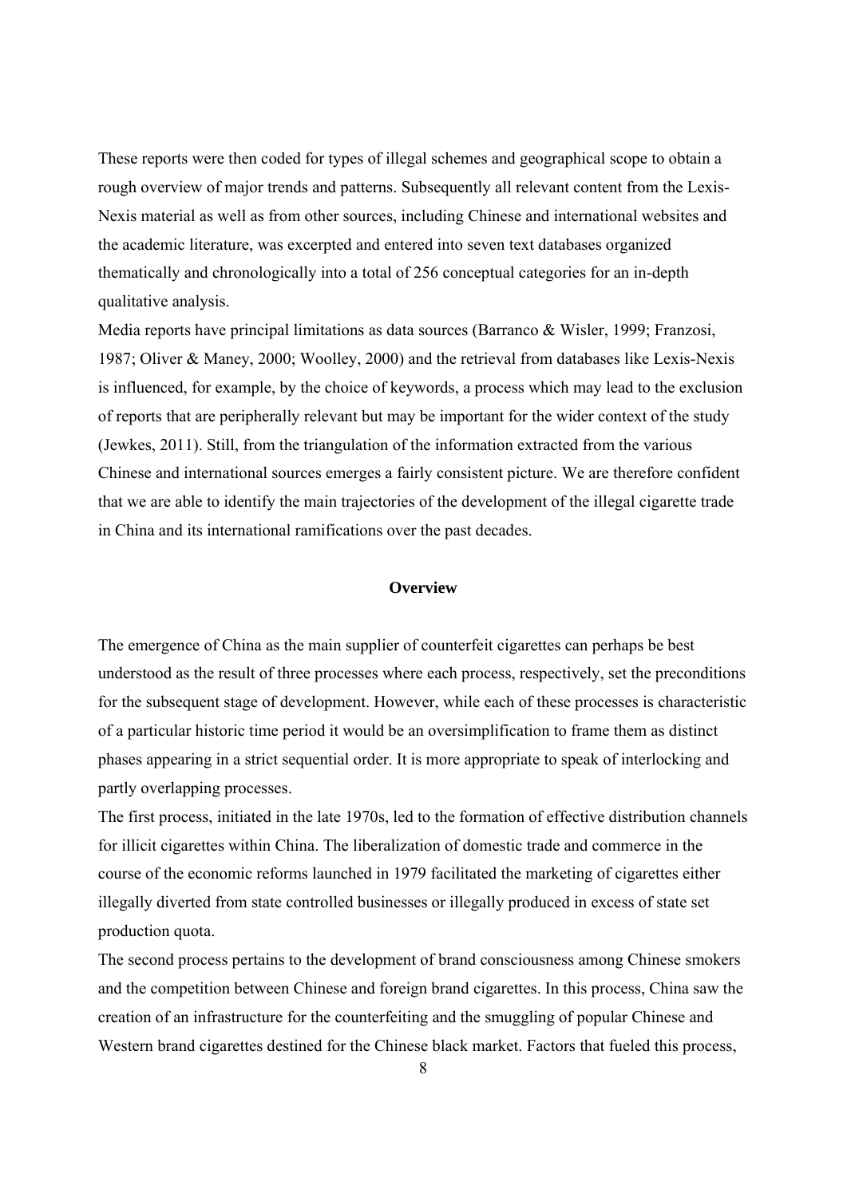These reports were then coded for types of illegal schemes and geographical scope to obtain a rough overview of major trends and patterns. Subsequently all relevant content from the Lexis-Nexis material as well as from other sources, including Chinese and international websites and the academic literature, was excerpted and entered into seven text databases organized thematically and chronologically into a total of 256 conceptual categories for an in-depth qualitative analysis.

Media reports have principal limitations as data sources (Barranco & Wisler, 1999; Franzosi, 1987; Oliver & Maney, 2000; Woolley, 2000) and the retrieval from databases like Lexis-Nexis is influenced, for example, by the choice of keywords, a process which may lead to the exclusion of reports that are peripherally relevant but may be important for the wider context of the study (Jewkes, 2011). Still, from the triangulation of the information extracted from the various Chinese and international sources emerges a fairly consistent picture. We are therefore confident that we are able to identify the main trajectories of the development of the illegal cigarette trade in China and its international ramifications over the past decades.

## Overview

The emergence of China as the main supplier of counterfeit cigarettes can perhaps be best understood as the result of three processes where each process, respectively, set the preconditions for the subsequent stage of development. However, while each of these processes is characteristic of a particular historic time period it would be an oversimplification to frame them as distinct phases appearing in a strict sequential order. It is more appropriate to speak of interlocking and partly overlapping processes.

The first process, initiated in the late 1970s, led to the formation of effective distribution channels for illicit cigarettes within China. The liberalization of domestic trade and commerce in the course of the economic reforms launched in 1979 facilitated the marketing of cigarettes either illegally diverted from state controlled businesses or illegally produced in excess of state set production quota.

The second process pertains to the development of brand consciousness among Chinese smokers and the competition between Chinese and foreign brand cigarettes. In this process, China saw the creation of an infrastructure for the counterfeiting and the smuggling of popular Chinese and Western brand cigarettes destined for the Chinese black market. Factors that fueled this process,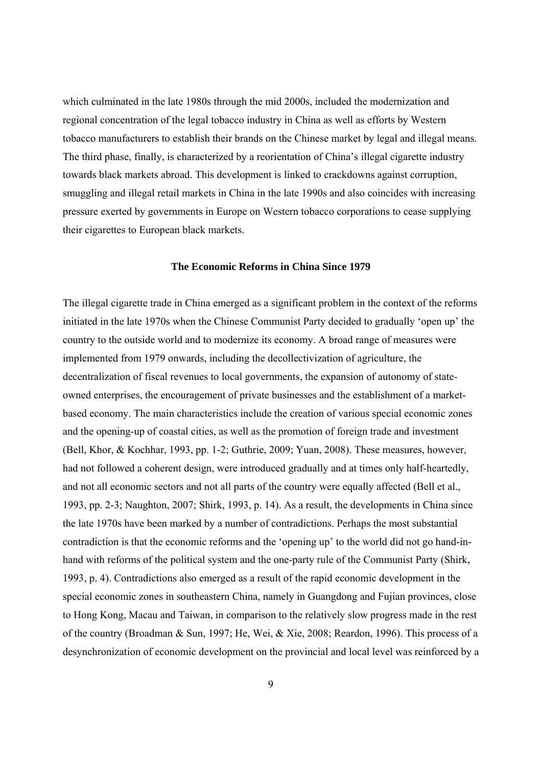which culminated in the late 1980s through the mid 2000s, included the modernization and regional concentration of the legal tobacco industry in China as well as efforts by Western tobacco manufacturers to establish their brands on the Chinese market by legal and illegal means. The third phase, finally, is characterized by a reorientation of China's illegal cigarette industry towards black markets abroad. This development is linked to crackdowns against corruption, smuggling and illegal retail markets in China in the late 1990s and also coincides with increasing pressure exerted by governments in Europe on Western tobacco corporations to cease supplying their cigarettes to European black markets.

## The Economic Reforms in China Since 1979

The illegal cigarette trade in China emerged as a significant problem in the context of the reforms initiated in the late 1970s when the Chinese Communist Party decided to gradually 'open up' the country to the outside world and to modernize its economy. A broad range of measures were implemented from 1979 onwards, including the decollectivization of agriculture, the decentralization of fiscal revenues to local governments, the expansion of autonomy of state-owned enterprises, the encouragement of private businesses and the establishment of a market-based economy. The main characteristics include the creation of various special economic zones and the opening-up of coastal cities, as well as the promotion of foreign trade and investment (Bell, Khor, & Kochhar, 1993, pp. 1-2; Guthrie, 2009; Yuan, 2008). These measures, however, had not followed a coherent design, were introduced gradually and at times only half-heartedly, and not all economic sectors and not all parts of the country were equally affected (Bell et al., 1993, pp. 2-3; Naughton, 2007; Shirk, 1993, p. 14). As a result, the developments in China since the late 1970s have been marked by a number of contradictions. Perhaps the most substantial contradiction is that the economic reforms and the 'opening up' to the world did not go hand-in-hand with reforms of the political system and the one-party rule of the Communist Party (Shirk, 1993, p. 4). Contradictions also emerged as a result of the rapid economic development in the special economic zones in southeastern China, namely in Guangdong and Fujian provinces, close to Hong Kong, Macau and Taiwan, in comparison to the relatively slow progress made in the rest of the country (Broadman & Sun, 1997; He, Wei, & Xie, 2008; Reardon, 1996). This process of a desynchronization of economic development on the provincial and local level was reinforced by a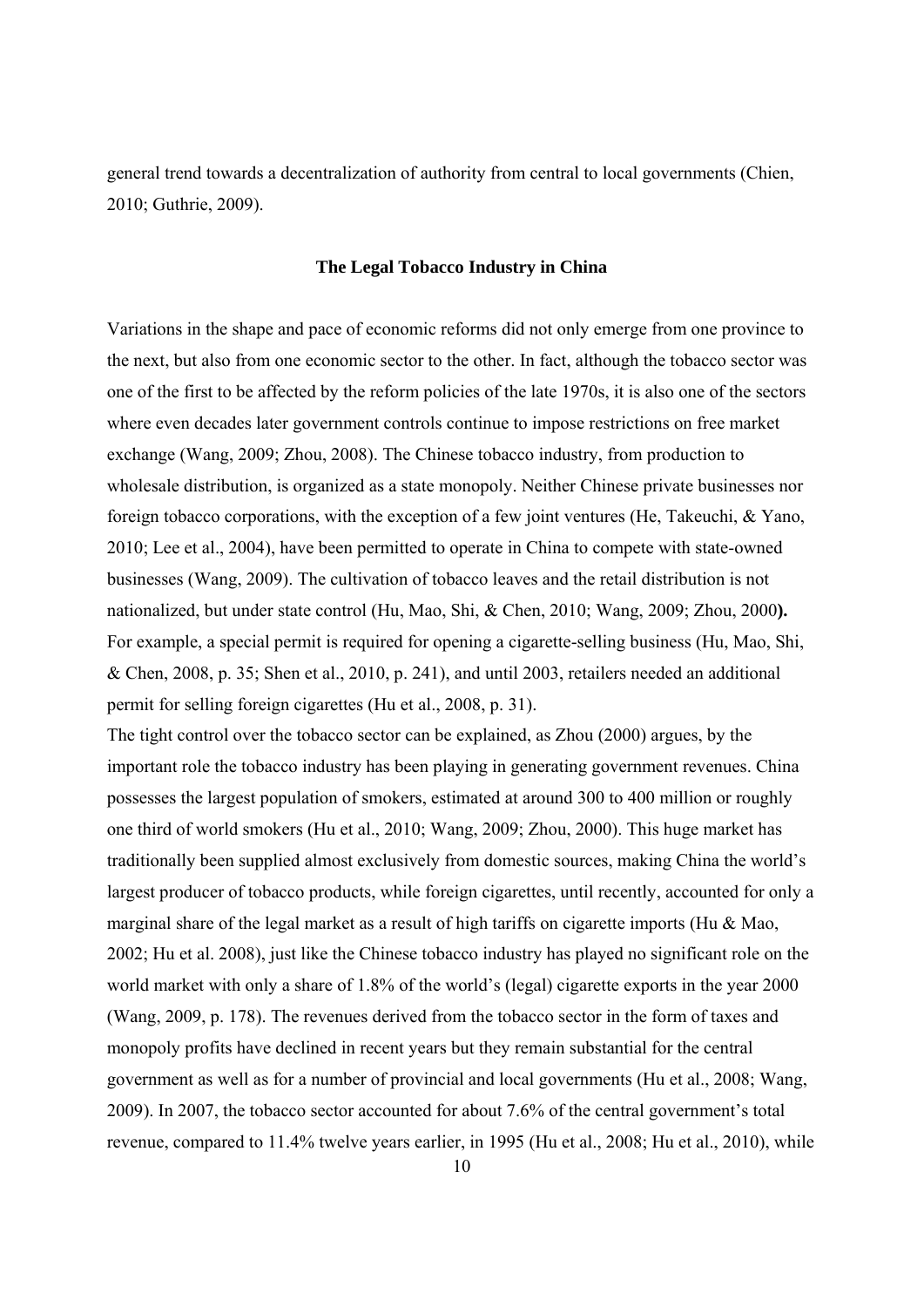general trend towards a decentralization of authority from central to local governments (Chien, 2010; Guthrie, 2009).

## The Legal Tobacco Industry in China

Variations in the shape and pace of economic reforms did not only emerge from one province to the next, but also from one economic sector to the other. In fact, although the tobacco sector was one of the first to be affected by the reform policies of the late 1970s, it is also one of the sectors where even decades later government controls continue to impose restrictions on free market exchange (Wang, 2009; Zhou, 2008). The Chinese tobacco industry, from production to wholesale distribution, is organized as a state monopoly. Neither Chinese private businesses nor foreign tobacco corporations, with the exception of a few joint ventures (He, Takeuchi, & Yano, 2010; Lee et al., 2004), have been permitted to operate in China to compete with state-owned businesses (Wang, 2009). The cultivation of tobacco leaves and the retail distribution is not nationalized, but under state control (Hu, Mao, Shi, & Chen, 2010; Wang, 2009; Zhou, 2000**).** For example, a special permit is required for opening a cigarette-selling business (Hu, Mao, Shi, & Chen, 2008, p. 35; Shen et al., 2010, p. 241), and until 2003, retailers needed an additional permit for selling foreign cigarettes (Hu et al., 2008, p. 31).

The tight control over the tobacco sector can be explained, as Zhou (2000) argues, by the important role the tobacco industry has been playing in generating government revenues. China possesses the largest population of smokers, estimated at around 300 to 400 million or roughly one third of world smokers (Hu et al., 2010; Wang, 2009; Zhou, 2000). This huge market has traditionally been supplied almost exclusively from domestic sources, making China the world's largest producer of tobacco products, while foreign cigarettes, until recently, accounted for only a marginal share of the legal market as a result of high tariffs on cigarette imports (Hu & Mao, 2002; Hu et al. 2008), just like the Chinese tobacco industry has played no significant role on the world market with only a share of 1.8% of the world's (legal) cigarette exports in the year 2000 (Wang, 2009, p. 178). The revenues derived from the tobacco sector in the form of taxes and monopoly profits have declined in recent years but they remain substantial for the central government as well as for a number of provincial and local governments (Hu et al., 2008; Wang, 2009). In 2007, the tobacco sector accounted for about 7.6% of the central government's total revenue, compared to 11.4% twelve years earlier, in 1995 (Hu et al., 2008; Hu et al., 2010), while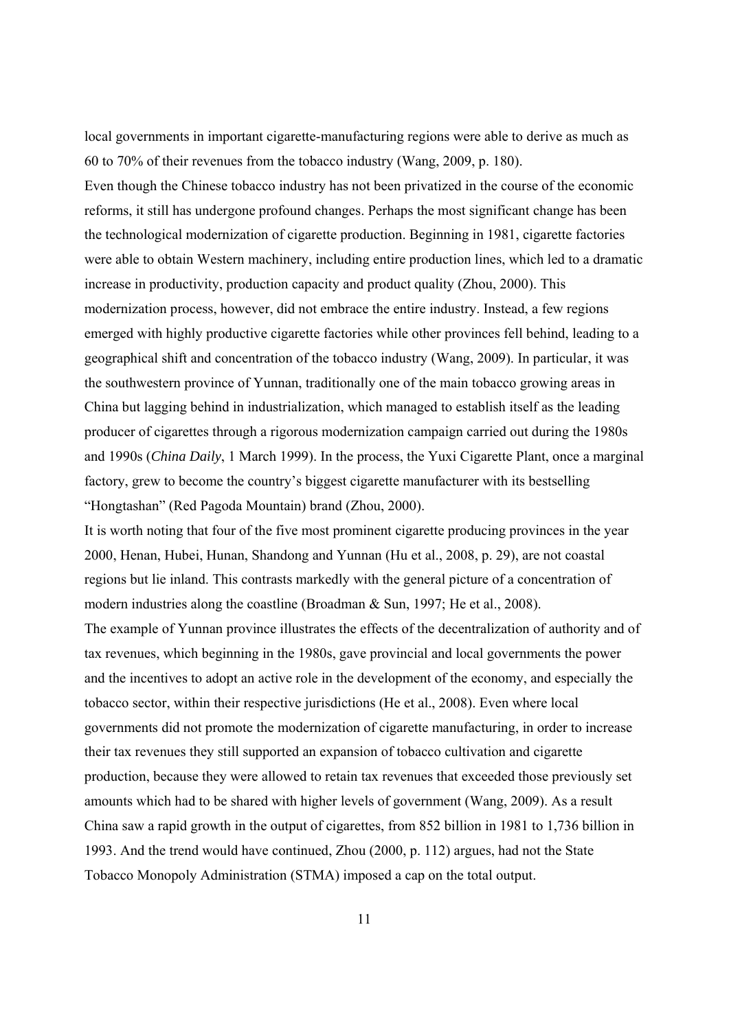local governments in important cigarette-manufacturing regions were able to derive as much as 60 to 70% of their revenues from the tobacco industry (Wang, 2009, p. 180).

Even though the Chinese tobacco industry has not been privatized in the course of the economic reforms, it still has undergone profound changes. Perhaps the most significant change has been the technological modernization of cigarette production. Beginning in 1981, cigarette factories were able to obtain Western machinery, including entire production lines, which led to a dramatic increase in productivity, production capacity and product quality (Zhou, 2000). This modernization process, however, did not embrace the entire industry. Instead, a few regions emerged with highly productive cigarette factories while other provinces fell behind, leading to a geographical shift and concentration of the tobacco industry (Wang, 2009). In particular, it was the southwestern province of Yunnan, traditionally one of the main tobacco growing areas in China but lagging behind in industrialization, which managed to establish itself as the leading producer of cigarettes through a rigorous modernization campaign carried out during the 1980s and 1990s (*China Daily*, 1 March 1999). In the process, the Yuxi Cigarette Plant, once a marginal factory, grew to become the country's biggest cigarette manufacturer with its bestselling "Hongtashan" (Red Pagoda Mountain) brand (Zhou, 2000).

It is worth noting that four of the five most prominent cigarette producing provinces in the year 2000, Henan, Hubei, Hunan, Shandong and Yunnan (Hu et al., 2008, p. 29), are not coastal regions but lie inland. This contrasts markedly with the general picture of a concentration of modern industries along the coastline (Broadman & Sun, 1997; He et al., 2008).

The example of Yunnan province illustrates the effects of the decentralization of authority and of tax revenues, which beginning in the 1980s, gave provincial and local governments the power and the incentives to adopt an active role in the development of the economy, and especially the tobacco sector, within their respective jurisdictions (He et al., 2008). Even where local governments did not promote the modernization of cigarette manufacturing, in order to increase their tax revenues they still supported an expansion of tobacco cultivation and cigarette production, because they were allowed to retain tax revenues that exceeded those previously set amounts which had to be shared with higher levels of government (Wang, 2009). As a result China saw a rapid growth in the output of cigarettes, from 852 billion in 1981 to 1,736 billion in 1993. And the trend would have continued, Zhou (2000, p. 112) argues, had not the State Tobacco Monopoly Administration (STMA) imposed a cap on the total output.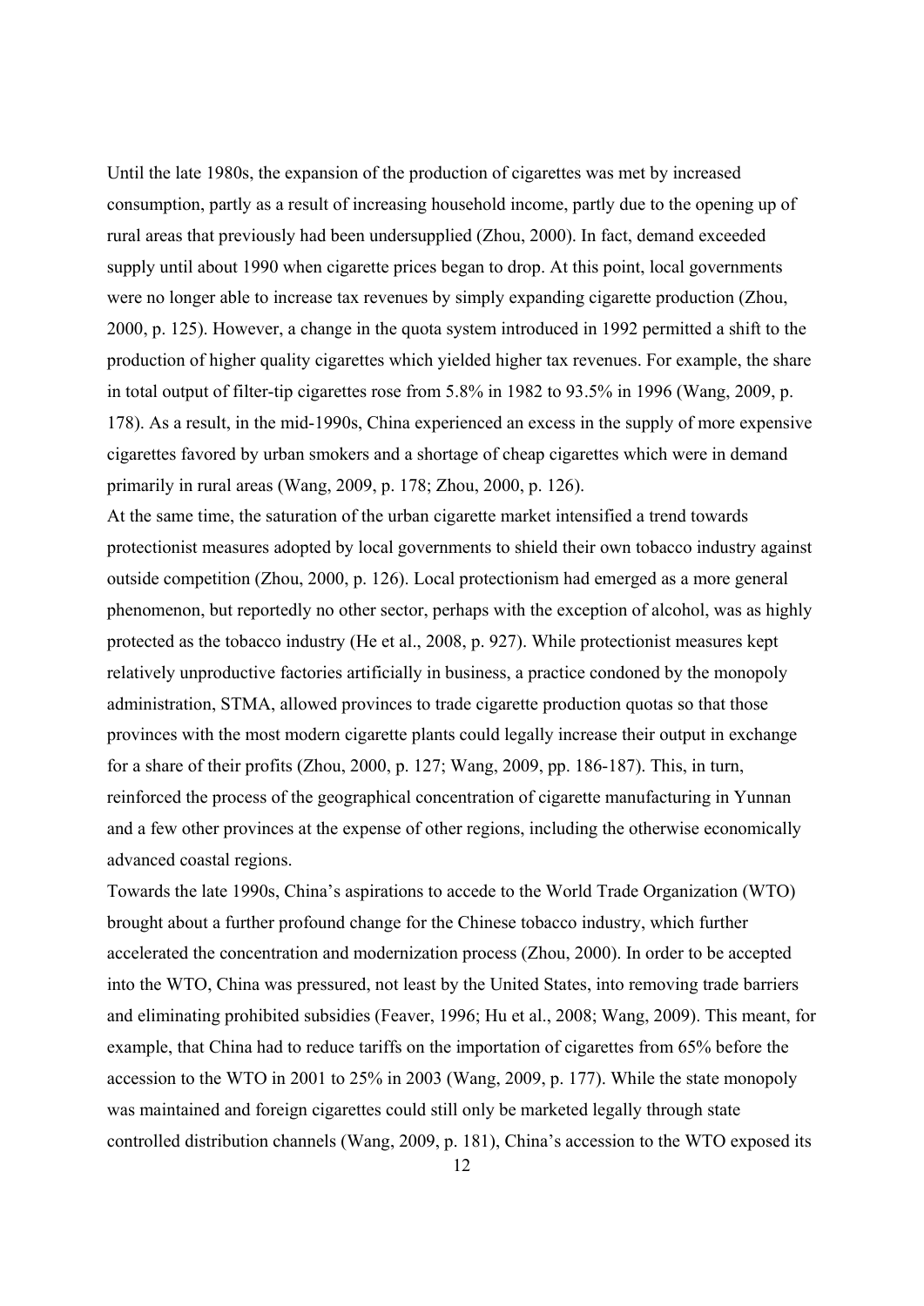Until the late 1980s, the expansion of the production of cigarettes was met by increased consumption, partly as a result of increasing household income, partly due to the opening up of rural areas that previously had been undersupplied (Zhou, 2000). In fact, demand exceeded supply until about 1990 when cigarette prices began to drop. At this point, local governments were no longer able to increase tax revenues by simply expanding cigarette production (Zhou, 2000, p. 125). However, a change in the quota system introduced in 1992 permitted a shift to the production of higher quality cigarettes which yielded higher tax revenues. For example, the share in total output of filter-tip cigarettes rose from 5.8% in 1982 to 93.5% in 1996 (Wang, 2009, p. 178). As a result, in the mid-1990s, China experienced an excess in the supply of more expensive cigarettes favored by urban smokers and a shortage of cheap cigarettes which were in demand primarily in rural areas (Wang, 2009, p. 178; Zhou, 2000, p. 126).

At the same time, the saturation of the urban cigarette market intensified a trend towards protectionist measures adopted by local governments to shield their own tobacco industry against outside competition (Zhou, 2000, p. 126). Local protectionism had emerged as a more general phenomenon, but reportedly no other sector, perhaps with the exception of alcohol, was as highly protected as the tobacco industry (He et al., 2008, p. 927). While protectionist measures kept relatively unproductive factories artificially in business, a practice condoned by the monopoly administration, STMA, allowed provinces to trade cigarette production quotas so that those provinces with the most modern cigarette plants could legally increase their output in exchange for a share of their profits (Zhou, 2000, p. 127; Wang, 2009, pp. 186-187). This, in turn, reinforced the process of the geographical concentration of cigarette manufacturing in Yunnan and a few other provinces at the expense of other regions, including the otherwise economically advanced coastal regions.

Towards the late 1990s, China's aspirations to accede to the World Trade Organization (WTO) brought about a further profound change for the Chinese tobacco industry, which further accelerated the concentration and modernization process (Zhou, 2000). In order to be accepted into the WTO, China was pressured, not least by the United States, into removing trade barriers and eliminating prohibited subsidies (Feaver, 1996; Hu et al., 2008; Wang, 2009). This meant, for example, that China had to reduce tariffs on the importation of cigarettes from 65% before the accession to the WTO in 2001 to 25% in 2003 (Wang, 2009, p. 177). While the state monopoly was maintained and foreign cigarettes could still only be marketed legally through state controlled distribution channels (Wang, 2009, p. 181), China's accession to the WTO exposed its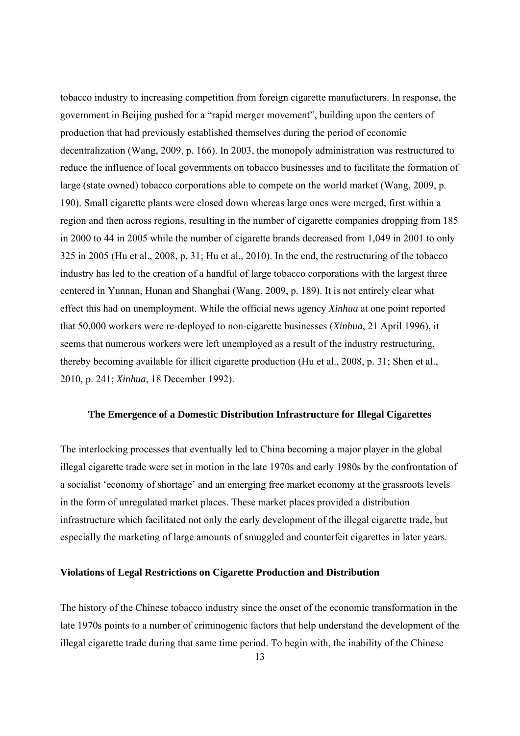tobacco industry to increasing competition from foreign cigarette manufacturers. In response, the government in Beijing pushed for a "rapid merger movement", building upon the centers of production that had previously established themselves during the period of economic decentralization (Wang, 2009, p. 166). In 2003, the monopoly administration was restructured to reduce the influence of local governments on tobacco businesses and to facilitate the formation of large (state owned) tobacco corporations able to compete on the world market (Wang, 2009, p. 190). Small cigarette plants were closed down whereas large ones were merged, first within a region and then across regions, resulting in the number of cigarette companies dropping from 185 in 2000 to 44 in 2005 while the number of cigarette brands decreased from 1,049 in 2001 to only 325 in 2005 (Hu et al., 2008, p. 31; Hu et al., 2010). In the end, the restructuring of the tobacco industry has led to the creation of a handful of large tobacco corporations with the largest three centered in Yunnan, Hunan and Shanghai (Wang, 2009, p. 189). It is not entirely clear what effect this had on unemployment. While the official news agency *Xinhua* at one point reported that 50,000 workers were re-deployed to non-cigarette businesses (*Xinhua*, 21 April 1996), it seems that numerous workers were left unemployed as a result of the industry restructuring, thereby becoming available for illicit cigarette production (Hu et al., 2008, p. 31; Shen et al., 2010, p. 241; *Xinhua*, 18 December 1992).

## The Emergence of a Domestic Distribution Infrastructure for Illegal Cigarettes

The interlocking processes that eventually led to China becoming a major player in the global illegal cigarette trade were set in motion in the late 1970s and early 1980s by the confrontation of a socialist 'economy of shortage' and an emerging free market economy at the grassroots levels in the form of unregulated market places. These market places provided a distribution infrastructure which facilitated not only the early development of the illegal cigarette trade, but especially the marketing of large amounts of smuggled and counterfeit cigarettes in later years.

### Violations of Legal Restrictions on Cigarette Production and Distribution

The history of the Chinese tobacco industry since the onset of the economic transformation in the late 1970s points to a number of criminogenic factors that help understand the development of the illegal cigarette trade during that same time period. To begin with, the inability of the Chinese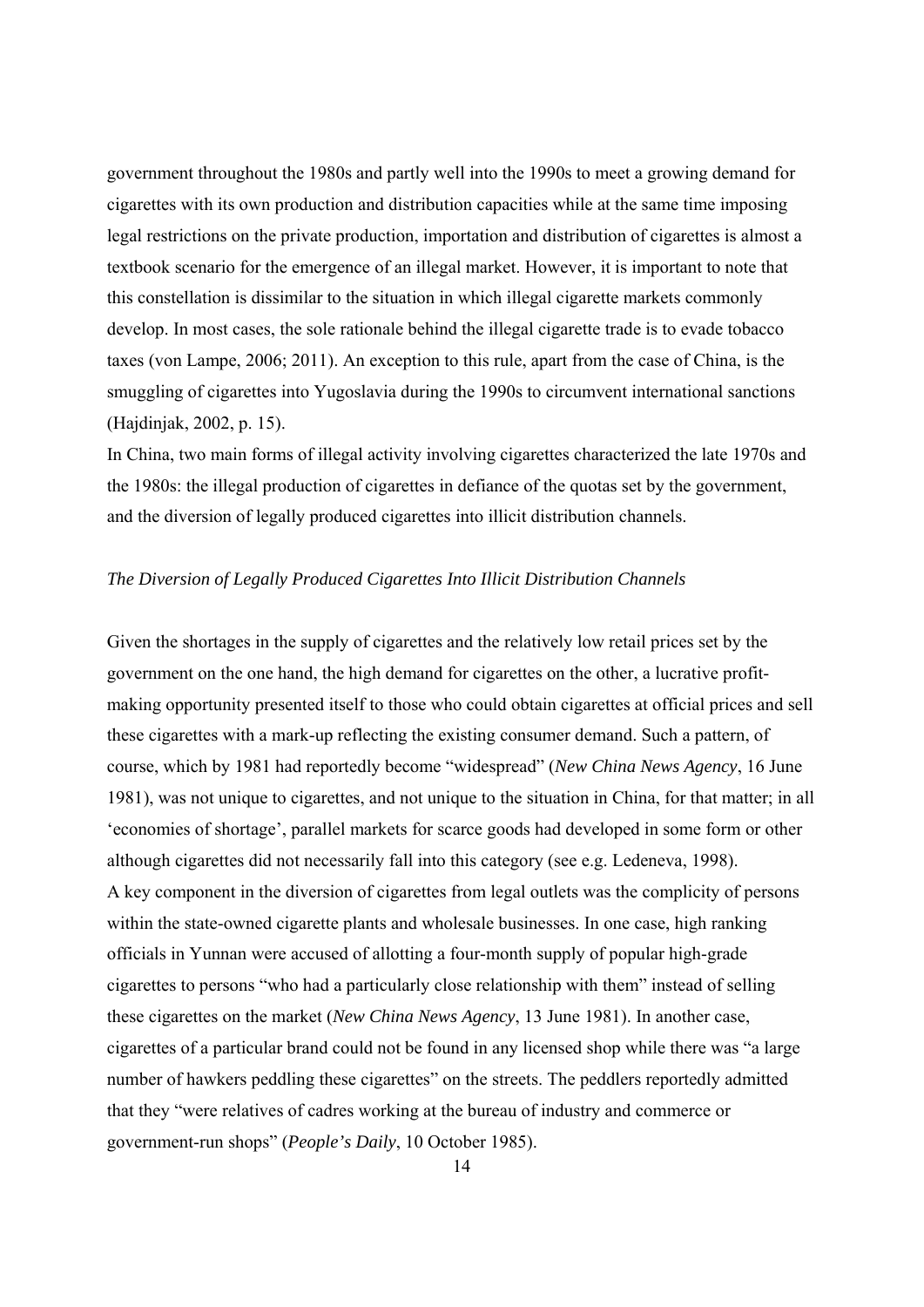government throughout the 1980s and partly well into the 1990s to meet a growing demand for cigarettes with its own production and distribution capacities while at the same time imposing legal restrictions on the private production, importation and distribution of cigarettes is almost a textbook scenario for the emergence of an illegal market. However, it is important to note that this constellation is dissimilar to the situation in which illegal cigarette markets commonly develop. In most cases, the sole rationale behind the illegal cigarette trade is to evade tobacco taxes (von Lampe, 2006; 2011). An exception to this rule, apart from the case of China, is the smuggling of cigarettes into Yugoslavia during the 1990s to circumvent international sanctions (Hajdinjak, 2002, p. 15).

In China, two main forms of illegal activity involving cigarettes characterized the late 1970s and the 1980s: the illegal production of cigarettes in defiance of the quotas set by the government, and the diversion of legally produced cigarettes into illicit distribution channels.

### *The Diversion of Legally Produced Cigarettes Into Illicit Distribution Channels*

Given the shortages in the supply of cigarettes and the relatively low retail prices set by the government on the one hand, the high demand for cigarettes on the other, a lucrative profit-making opportunity presented itself to those who could obtain cigarettes at official prices and sell these cigarettes with a mark-up reflecting the existing consumer demand. Such a pattern, of course, which by 1981 had reportedly become "widespread" (*New China News Agency*, 16 June 1981), was not unique to cigarettes, and not unique to the situation in China, for that matter; in all 'economies of shortage', parallel markets for scarce goods had developed in some form or other although cigarettes did not necessarily fall into this category (see e.g. Ledeneva, 1998).

A key component in the diversion of cigarettes from legal outlets was the complicity of persons within the state-owned cigarette plants and wholesale businesses. In one case, high ranking officials in Yunnan were accused of allotting a four-month supply of popular high-grade cigarettes to persons "who had a particularly close relationship with them" instead of selling these cigarettes on the market (*New China News Agency*, 13 June 1981). In another case, cigarettes of a particular brand could not be found in any licensed shop while there was "a large number of hawkers peddling these cigarettes" on the streets. The peddlers reportedly admitted that they "were relatives of cadres working at the bureau of industry and commerce or government-run shops" (*People's Daily*, 10 October 1985).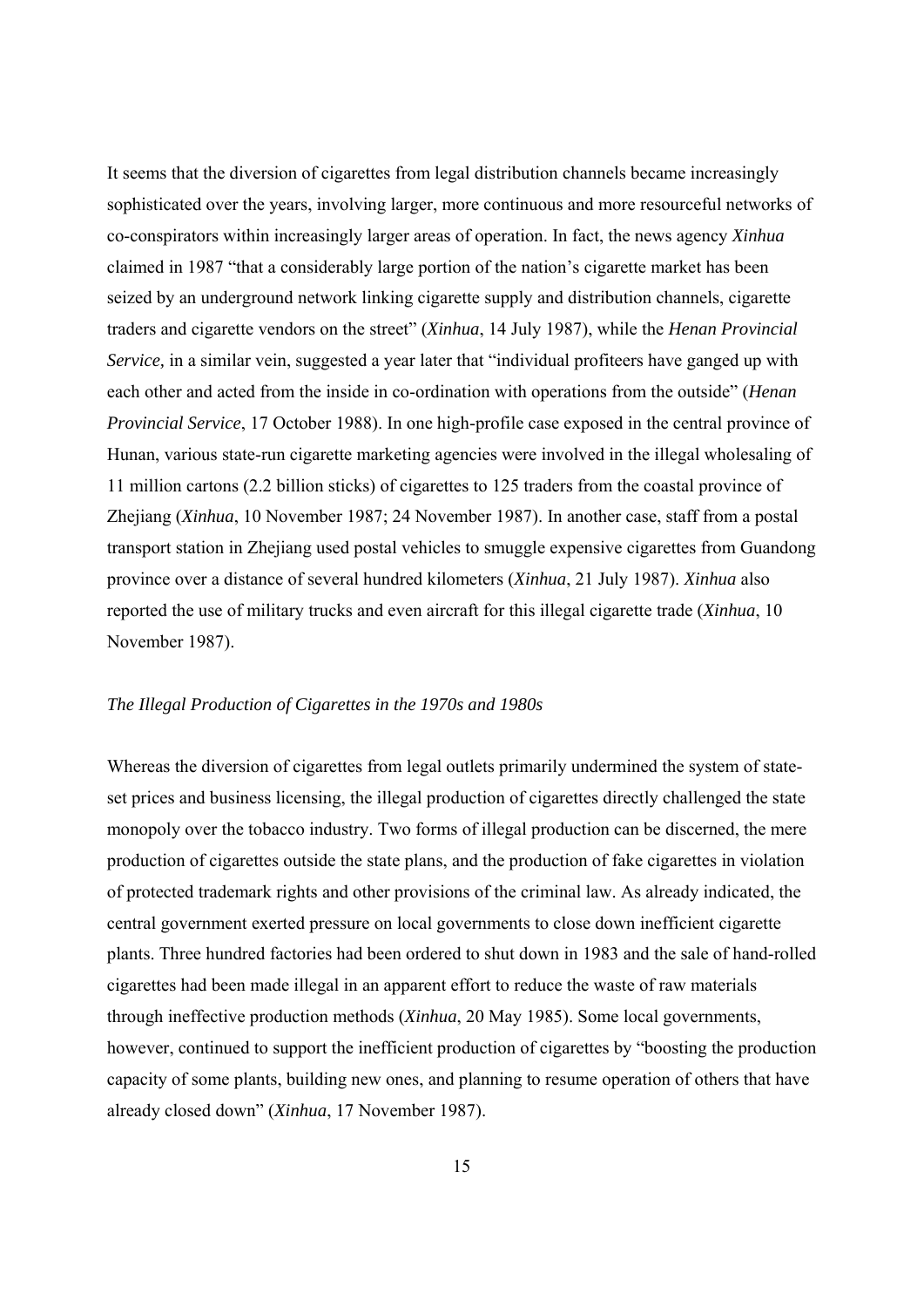It seems that the diversion of cigarettes from legal distribution channels became increasingly sophisticated over the years, involving larger, more continuous and more resourceful networks of co-conspirators within increasingly larger areas of operation. In fact, the news agency *Xinhua* claimed in 1987 "that a considerably large portion of the nation's cigarette market has been seized by an underground network linking cigarette supply and distribution channels, cigarette traders and cigarette vendors on the street" (*Xinhua*, 14 July 1987), while the *Henan Provincial Service*, in a similar vein, suggested a year later that "individual profiteers have ganged up with each other and acted from the inside in co-ordination with operations from the outside" (*Henan Provincial Service*, 17 October 1988). In one high-profile case exposed in the central province of Hunan, various state-run cigarette marketing agencies were involved in the illegal wholesaling of 11 million cartons (2.2 billion sticks) of cigarettes to 125 traders from the coastal province of Zhejiang (*Xinhua*, 10 November 1987; 24 November 1987). In another case, staff from a postal transport station in Zhejiang used postal vehicles to smuggle expensive cigarettes from Guandong province over a distance of several hundred kilometers (*Xinhua*, 21 July 1987). *Xinhua* also reported the use of military trucks and even aircraft for this illegal cigarette trade (*Xinhua*, 10 November 1987).

### *The Illegal Production of Cigarettes in the 1970s and 1980s*

Whereas the diversion of cigarettes from legal outlets primarily undermined the system of state-set prices and business licensing, the illegal production of cigarettes directly challenged the state monopoly over the tobacco industry. Two forms of illegal production can be discerned, the mere production of cigarettes outside the state plans, and the production of fake cigarettes in violation of protected trademark rights and other provisions of the criminal law. As already indicated, the central government exerted pressure on local governments to close down inefficient cigarette plants. Three hundred factories had been ordered to shut down in 1983 and the sale of hand-rolled cigarettes had been made illegal in an apparent effort to reduce the waste of raw materials through ineffective production methods (*Xinhua*, 20 May 1985). Some local governments, however, continued to support the inefficient production of cigarettes by "boosting the production capacity of some plants, building new ones, and planning to resume operation of others that have already closed down" (*Xinhua*, 17 November 1987).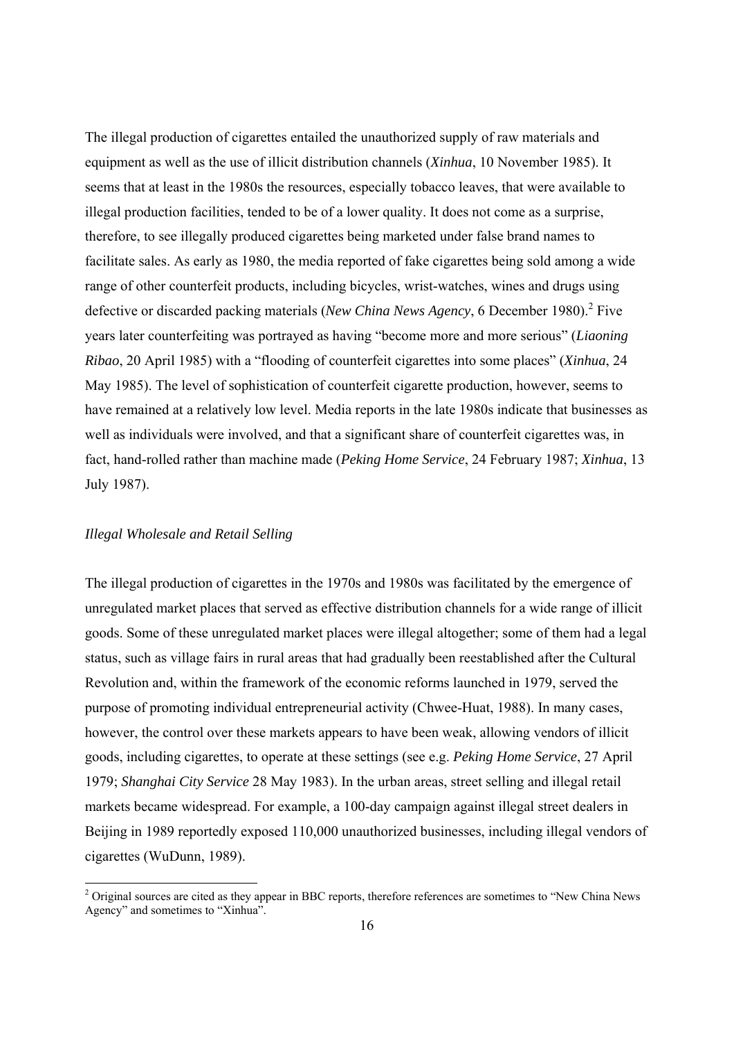The illegal production of cigarettes entailed the unauthorized supply of raw materials and equipment as well as the use of illicit distribution channels (*Xinhua*, 10 November 1985). It seems that at least in the 1980s the resources, especially tobacco leaves, that were available to illegal production facilities, tended to be of a lower quality. It does not come as a surprise, therefore, to see illegally produced cigarettes being marketed under false brand names to facilitate sales. As early as 1980, the media reported of fake cigarettes being sold among a wide range of other counterfeit products, including bicycles, wrist-watches, wines and drugs using defective or discarded packing materials (*New China News Agency*, 6 December 1980).[2] Five years later counterfeiting was portrayed as having "become more and more serious" (*Liaoning Ribao*, 20 April 1985) with a "flooding of counterfeit cigarettes into some places" (*Xinhua*, 24 May 1985). The level of sophistication of counterfeit cigarette production, however, seems to have remained at a relatively low level. Media reports in the late 1980s indicate that businesses as well as individuals were involved, and that a significant share of counterfeit cigarettes was, in fact, hand-rolled rather than machine made (*Peking Home Service*, 24 February 1987; *Xinhua*, 13 July 1987).

### *Illegal Wholesale and Retail Selling*

The illegal production of cigarettes in the 1970s and 1980s was facilitated by the emergence of unregulated market places that served as effective distribution channels for a wide range of illicit goods. Some of these unregulated market places were illegal altogether; some of them had a legal status, such as village fairs in rural areas that had gradually been reestablished after the Cultural Revolution and, within the framework of the economic reforms launched in 1979, served the purpose of promoting individual entrepreneurial activity (Chwee-Huat, 1988). In many cases, however, the control over these markets appears to have been weak, allowing vendors of illicit goods, including cigarettes, to operate at these settings (see e.g. *Peking Home Service*, 27 April 1979; *Shanghai City Service* 28 May 1983). In the urban areas, street selling and illegal retail markets became widespread. For example, a 100-day campaign against illegal street dealers in Beijing in 1989 reportedly exposed 110,000 unauthorized businesses, including illegal vendors of cigarettes (WuDunn, 1989).

[2] Original sources are cited as they appear in BBC reports, therefore references are sometimes to "New China News Agency" and sometimes to "Xinhua".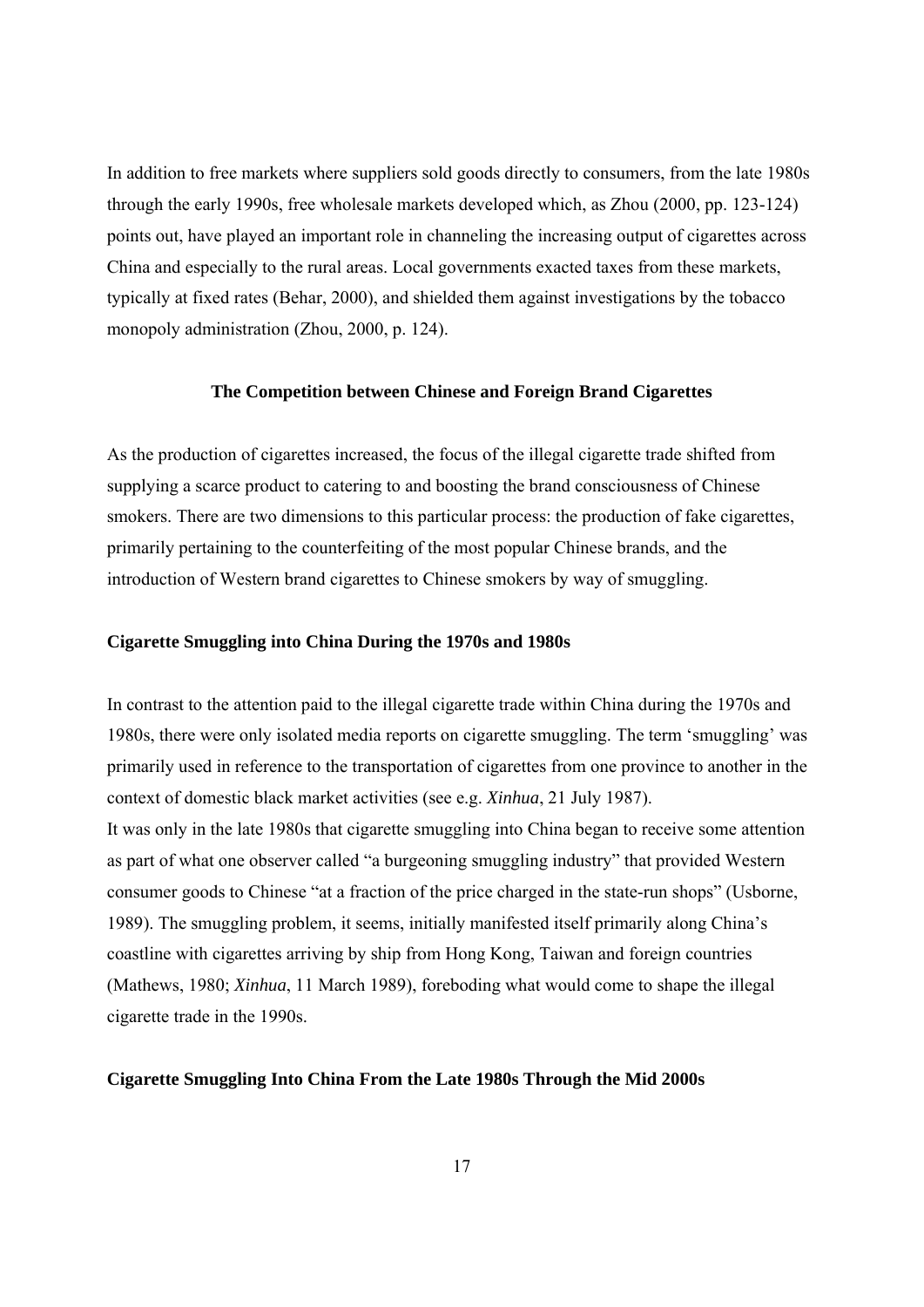In addition to free markets where suppliers sold goods directly to consumers, from the late 1980s through the early 1990s, free wholesale markets developed which, as Zhou (2000, pp. 123-124) points out, have played an important role in channeling the increasing output of cigarettes across China and especially to the rural areas. Local governments exacted taxes from these markets, typically at fixed rates (Behar, 2000), and shielded them against investigations by the tobacco monopoly administration (Zhou, 2000, p. 124).

## The Competition between Chinese and Foreign Brand Cigarettes

As the production of cigarettes increased, the focus of the illegal cigarette trade shifted from supplying a scarce product to catering to and boosting the brand consciousness of Chinese smokers. There are two dimensions to this particular process: the production of fake cigarettes, primarily pertaining to the counterfeiting of the most popular Chinese brands, and the introduction of Western brand cigarettes to Chinese smokers by way of smuggling.

### Cigarette Smuggling into China During the 1970s and 1980s

In contrast to the attention paid to the illegal cigarette trade within China during the 1970s and 1980s, there were only isolated media reports on cigarette smuggling. The term 'smuggling' was primarily used in reference to the transportation of cigarettes from one province to another in the context of domestic black market activities (see e.g. *Xinhua*, 21 July 1987).

It was only in the late 1980s that cigarette smuggling into China began to receive some attention as part of what one observer called "a burgeoning smuggling industry" that provided Western consumer goods to Chinese "at a fraction of the price charged in the state-run shops" (Usborne, 1989). The smuggling problem, it seems, initially manifested itself primarily along China's coastline with cigarettes arriving by ship from Hong Kong, Taiwan and foreign countries (Mathews, 1980; *Xinhua*, 11 March 1989), foreboding what would come to shape the illegal cigarette trade in the 1990s.

### Cigarette Smuggling Into China From the Late 1980s Through the Mid 2000s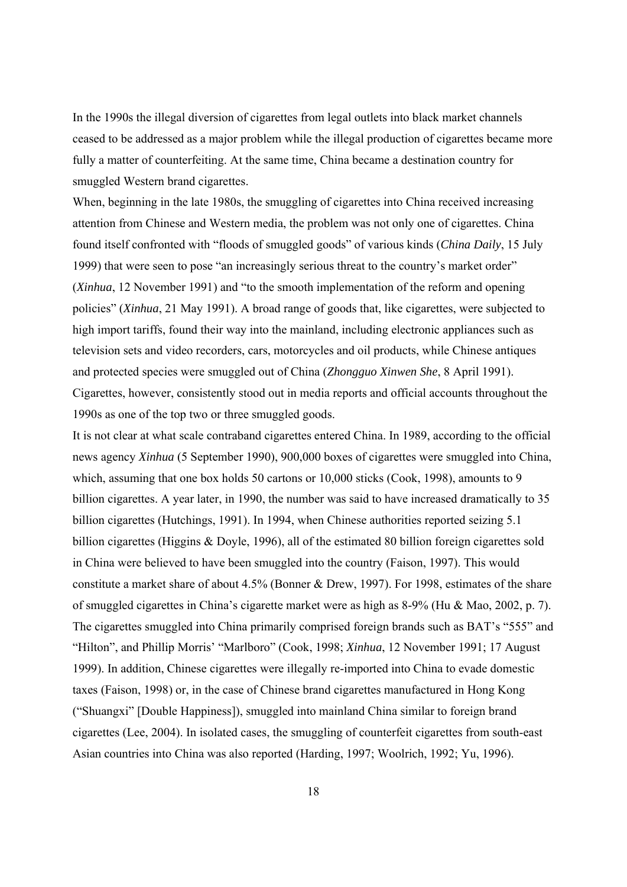In the 1990s the illegal diversion of cigarettes from legal outlets into black market channels ceased to be addressed as a major problem while the illegal production of cigarettes became more fully a matter of counterfeiting. At the same time, China became a destination country for smuggled Western brand cigarettes.

When, beginning in the late 1980s, the smuggling of cigarettes into China received increasing attention from Chinese and Western media, the problem was not only one of cigarettes. China found itself confronted with "floods of smuggled goods" of various kinds (*China Daily*, 15 July 1999) that were seen to pose "an increasingly serious threat to the country's market order" (*Xinhua*, 12 November 1991) and "to the smooth implementation of the reform and opening policies" (*Xinhua*, 21 May 1991). A broad range of goods that, like cigarettes, were subjected to high import tariffs, found their way into the mainland, including electronic appliances such as television sets and video recorders, cars, motorcycles and oil products, while Chinese antiques and protected species were smuggled out of China (*Zhongguo Xinwen She*, 8 April 1991). Cigarettes, however, consistently stood out in media reports and official accounts throughout the 1990s as one of the top two or three smuggled goods.

It is not clear at what scale contraband cigarettes entered China. In 1989, according to the official news agency *Xinhua* (5 September 1990), 900,000 boxes of cigarettes were smuggled into China, which, assuming that one box holds 50 cartons or 10,000 sticks (Cook, 1998), amounts to 9 billion cigarettes. A year later, in 1990, the number was said to have increased dramatically to 35 billion cigarettes (Hutchings, 1991). In 1994, when Chinese authorities reported seizing 5.1 billion cigarettes (Higgins & Doyle, 1996), all of the estimated 80 billion foreign cigarettes sold in China were believed to have been smuggled into the country (Faison, 1997). This would constitute a market share of about 4.5% (Bonner & Drew, 1997). For 1998, estimates of the share of smuggled cigarettes in China's cigarette market were as high as 8-9% (Hu & Mao, 2002, p. 7). The cigarettes smuggled into China primarily comprised foreign brands such as BAT's "555" and "Hilton", and Phillip Morris' "Marlboro" (Cook, 1998; *Xinhua*, 12 November 1991; 17 August 1999). In addition, Chinese cigarettes were illegally re-imported into China to evade domestic taxes (Faison, 1998) or, in the case of Chinese brand cigarettes manufactured in Hong Kong ("Shuangxi" [Double Happiness]), smuggled into mainland China similar to foreign brand cigarettes (Lee, 2004). In isolated cases, the smuggling of counterfeit cigarettes from south-east Asian countries into China was also reported (Harding, 1997; Woolrich, 1992; Yu, 1996).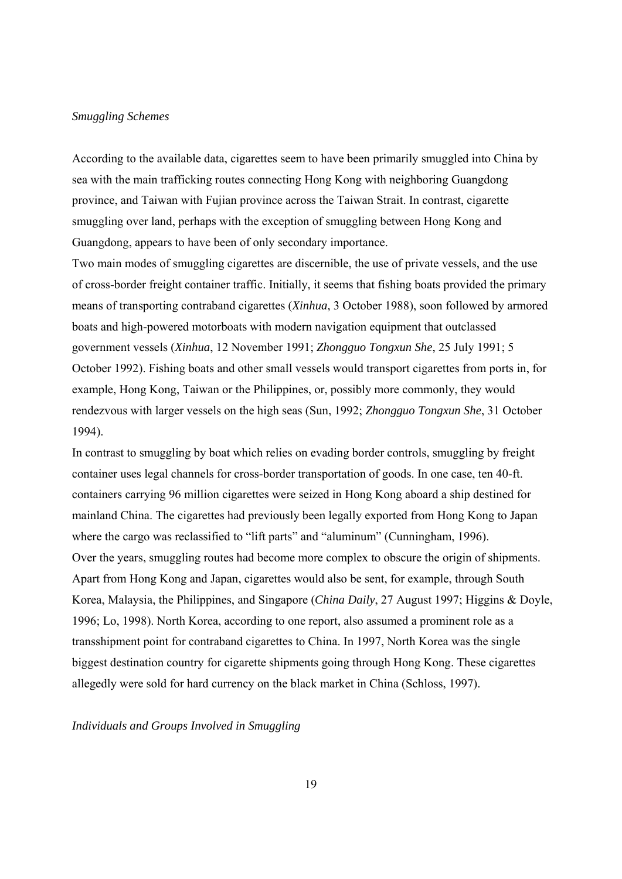*Smuggling Schemes*

According to the available data, cigarettes seem to have been primarily smuggled into China by sea with the main trafficking routes connecting Hong Kong with neighboring Guangdong province, and Taiwan with Fujian province across the Taiwan Strait. In contrast, cigarette smuggling over land, perhaps with the exception of smuggling between Hong Kong and Guangdong, appears to have been of only secondary importance.

Two main modes of smuggling cigarettes are discernible, the use of private vessels, and the use of cross-border freight container traffic. Initially, it seems that fishing boats provided the primary means of transporting contraband cigarettes (*Xinhua*, 3 October 1988), soon followed by armored boats and high-powered motorboats with modern navigation equipment that outclassed government vessels (*Xinhua*, 12 November 1991; *Zhongguo Tongxun She*, 25 July 1991; 5 October 1992). Fishing boats and other small vessels would transport cigarettes from ports in, for example, Hong Kong, Taiwan or the Philippines, or, possibly more commonly, they would rendezvous with larger vessels on the high seas (Sun, 1992; *Zhongguo Tongxun She*, 31 October 1994).

In contrast to smuggling by boat which relies on evading border controls, smuggling by freight container uses legal channels for cross-border transportation of goods. In one case, ten 40-ft. containers carrying 96 million cigarettes were seized in Hong Kong aboard a ship destined for mainland China. The cigarettes had previously been legally exported from Hong Kong to Japan where the cargo was reclassified to "lift parts" and "aluminum" (Cunningham, 1996).

Over the years, smuggling routes had become more complex to obscure the origin of shipments. Apart from Hong Kong and Japan, cigarettes would also be sent, for example, through South Korea, Malaysia, the Philippines, and Singapore (*China Daily*, 27 August 1997; Higgins & Doyle, 1996; Lo, 1998). North Korea, according to one report, also assumed a prominent role as a transshipment point for contraband cigarettes to China. In 1997, North Korea was the single biggest destination country for cigarette shipments going through Hong Kong. These cigarettes allegedly were sold for hard currency on the black market in China (Schloss, 1997).

*Individuals and Groups Involved in Smuggling*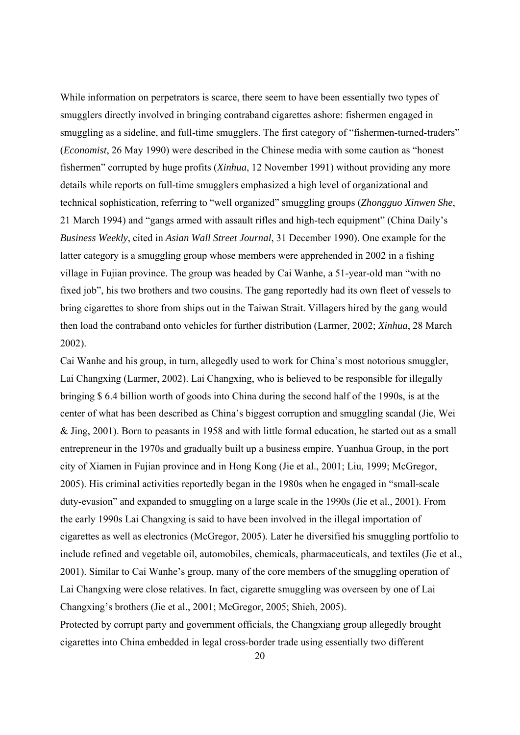While information on perpetrators is scarce, there seem to have been essentially two types of smugglers directly involved in bringing contraband cigarettes ashore: fishermen engaged in smuggling as a sideline, and full-time smugglers. The first category of "fishermen-turned-traders" (*Economist*, 26 May 1990) were described in the Chinese media with some caution as "honest fishermen" corrupted by huge profits (*Xinhua*, 12 November 1991) without providing any more details while reports on full-time smugglers emphasized a high level of organizational and technical sophistication, referring to "well organized" smuggling groups (*Zhongguo Xinwen She*, 21 March 1994) and "gangs armed with assault rifles and high-tech equipment" (China Daily's *Business Weekly*, cited in *Asian Wall Street Journal*, 31 December 1990). One example for the latter category is a smuggling group whose members were apprehended in 2002 in a fishing village in Fujian province. The group was headed by Cai Wanhe, a 51-year-old man "with no fixed job", his two brothers and two cousins. The gang reportedly had its own fleet of vessels to bring cigarettes to shore from ships out in the Taiwan Strait. Villagers hired by the gang would then load the contraband onto vehicles for further distribution (Larmer, 2002; *Xinhua*, 28 March 2002).

Cai Wanhe and his group, in turn, allegedly used to work for China's most notorious smuggler, Lai Changxing (Larmer, 2002). Lai Changxing, who is believed to be responsible for illegally bringing $ 6.4 billion worth of goods into China during the second half of the 1990s, is at the center of what has been described as China's biggest corruption and smuggling scandal (Jie, Wei & Jing, 2001). Born to peasants in 1958 and with little formal education, he started out as a small entrepreneur in the 1970s and gradually built up a business empire, Yuanhua Group, in the port city of Xiamen in Fujian province and in Hong Kong (Jie et al., 2001; Liu, 1999; McGregor, 2005). His criminal activities reportedly began in the 1980s when he engaged in "small-scale duty-evasion" and expanded to smuggling on a large scale in the 1990s (Jie et al., 2001). From the early 1990s Lai Changxing is said to have been involved in the illegal importation of cigarettes as well as electronics (McGregor, 2005). Later he diversified his smuggling portfolio to include refined and vegetable oil, automobiles, chemicals, pharmaceuticals, and textiles (Jie et al., 2001). Similar to Cai Wanhe's group, many of the core members of the smuggling operation of Lai Changxing were close relatives. In fact, cigarette smuggling was overseen by one of Lai Changxing's brothers (Jie et al., 2001; McGregor, 2005; Shieh, 2005).

Protected by corrupt party and government officials, the Changxiang group allegedly brought cigarettes into China embedded in legal cross-border trade using essentially two different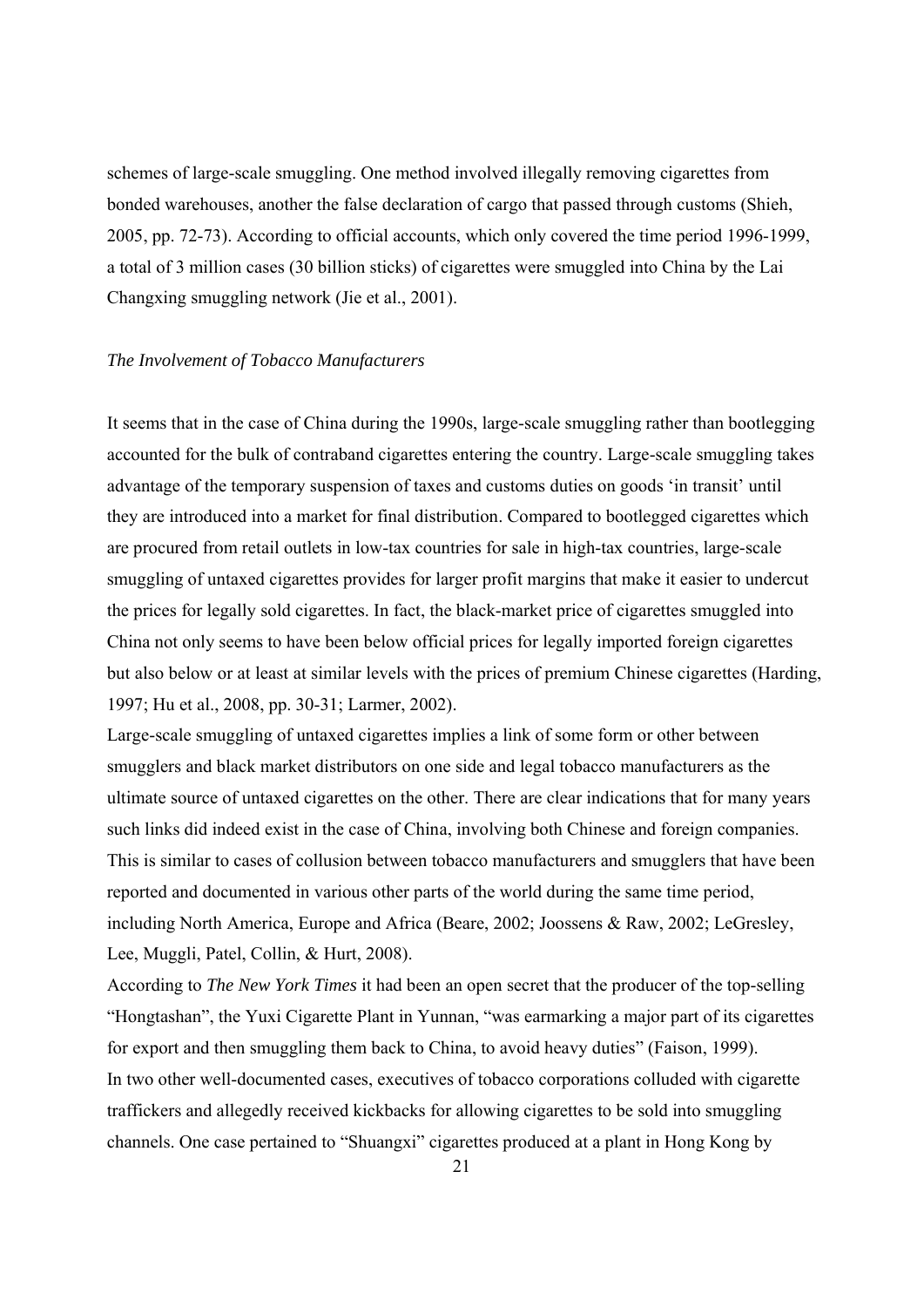schemes of large-scale smuggling. One method involved illegally removing cigarettes from bonded warehouses, another the false declaration of cargo that passed through customs (Shieh, 2005, pp. 72-73). According to official accounts, which only covered the time period 1996-1999, a total of 3 million cases (30 billion sticks) of cigarettes were smuggled into China by the Lai Changxing smuggling network (Jie et al., 2001).

### *The Involvement of Tobacco Manufacturers*

It seems that in the case of China during the 1990s, large-scale smuggling rather than bootlegging accounted for the bulk of contraband cigarettes entering the country. Large-scale smuggling takes advantage of the temporary suspension of taxes and customs duties on goods 'in transit' until they are introduced into a market for final distribution. Compared to bootlegged cigarettes which are procured from retail outlets in low-tax countries for sale in high-tax countries, large-scale smuggling of untaxed cigarettes provides for larger profit margins that make it easier to undercut the prices for legally sold cigarettes. In fact, the black-market price of cigarettes smuggled into China not only seems to have been below official prices for legally imported foreign cigarettes but also below or at least at similar levels with the prices of premium Chinese cigarettes (Harding, 1997; Hu et al., 2008, pp. 30-31; Larmer, 2002).

Large-scale smuggling of untaxed cigarettes implies a link of some form or other between smugglers and black market distributors on one side and legal tobacco manufacturers as the ultimate source of untaxed cigarettes on the other. There are clear indications that for many years such links did indeed exist in the case of China, involving both Chinese and foreign companies. This is similar to cases of collusion between tobacco manufacturers and smugglers that have been reported and documented in various other parts of the world during the same time period, including North America, Europe and Africa (Beare, 2002; Joossens & Raw, 2002; LeGresley, Lee, Muggli, Patel, Collin, & Hurt, 2008).

According to *The New York Times* it had been an open secret that the producer of the top-selling "Hongtashan", the Yuxi Cigarette Plant in Yunnan, "was earmarking a major part of its cigarettes for export and then smuggling them back to China, to avoid heavy duties" (Faison, 1999).

In two other well-documented cases, executives of tobacco corporations colluded with cigarette traffickers and allegedly received kickbacks for allowing cigarettes to be sold into smuggling channels. One case pertained to "Shuangxi" cigarettes produced at a plant in Hong Kong by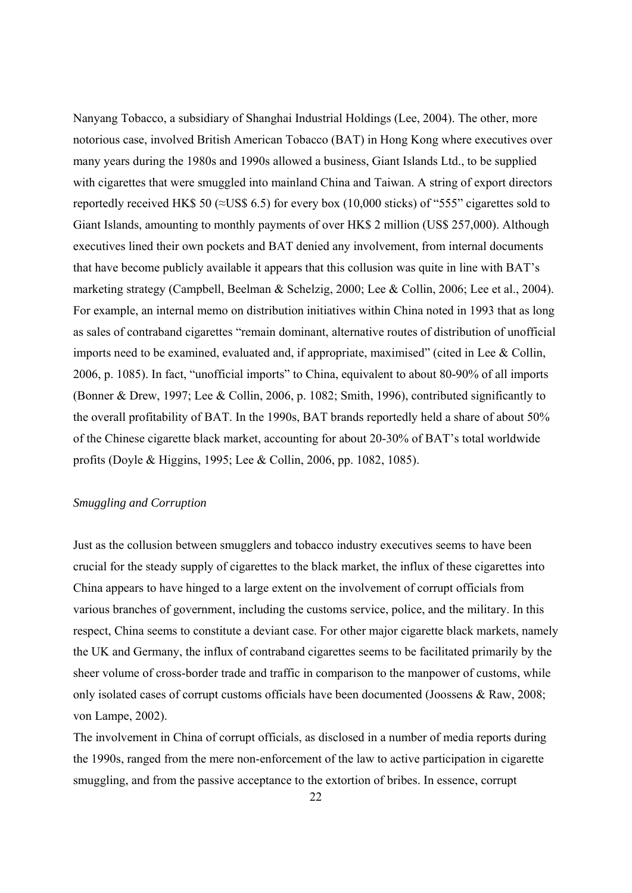Nanyang Tobacco, a subsidiary of Shanghai Industrial Holdings (Lee, 2004). The other, more notorious case, involved British American Tobacco (BAT) in Hong Kong where executives over many years during the 1980s and 1990s allowed a business, Giant Islands Ltd., to be supplied with cigarettes that were smuggled into mainland China and Taiwan. A string of export directors reportedly received HK$ 50 (≈US$ 6.5) for every box (10,000 sticks) of "555" cigarettes sold to Giant Islands, amounting to monthly payments of over HK$ 2 million (US$ 257,000). Although executives lined their own pockets and BAT denied any involvement, from internal documents that have become publicly available it appears that this collusion was quite in line with BAT's marketing strategy (Campbell, Beelman & Schelzig, 2000; Lee & Collin, 2006; Lee et al., 2004). For example, an internal memo on distribution initiatives within China noted in 1993 that as long as sales of contraband cigarettes "remain dominant, alternative routes of distribution of unofficial imports need to be examined, evaluated and, if appropriate, maximised" (cited in Lee & Collin, 2006, p. 1085). In fact, "unofficial imports" to China, equivalent to about 80-90% of all imports (Bonner & Drew, 1997; Lee & Collin, 2006, p. 1082; Smith, 1996), contributed significantly to the overall profitability of BAT. In the 1990s, BAT brands reportedly held a share of about 50% of the Chinese cigarette black market, accounting for about 20-30% of BAT's total worldwide profits (Doyle & Higgins, 1995; Lee & Collin, 2006, pp. 1082, 1085).

*Smuggling and Corruption*

Just as the collusion between smugglers and tobacco industry executives seems to have been crucial for the steady supply of cigarettes to the black market, the influx of these cigarettes into China appears to have hinged to a large extent on the involvement of corrupt officials from various branches of government, including the customs service, police, and the military. In this respect, China seems to constitute a deviant case. For other major cigarette black markets, namely the UK and Germany, the influx of contraband cigarettes seems to be facilitated primarily by the sheer volume of cross-border trade and traffic in comparison to the manpower of customs, while only isolated cases of corrupt customs officials have been documented (Joossens & Raw, 2008; von Lampe, 2002).

The involvement in China of corrupt officials, as disclosed in a number of media reports during the 1990s, ranged from the mere non-enforcement of the law to active participation in cigarette smuggling, and from the passive acceptance to the extortion of bribes. In essence, corrupt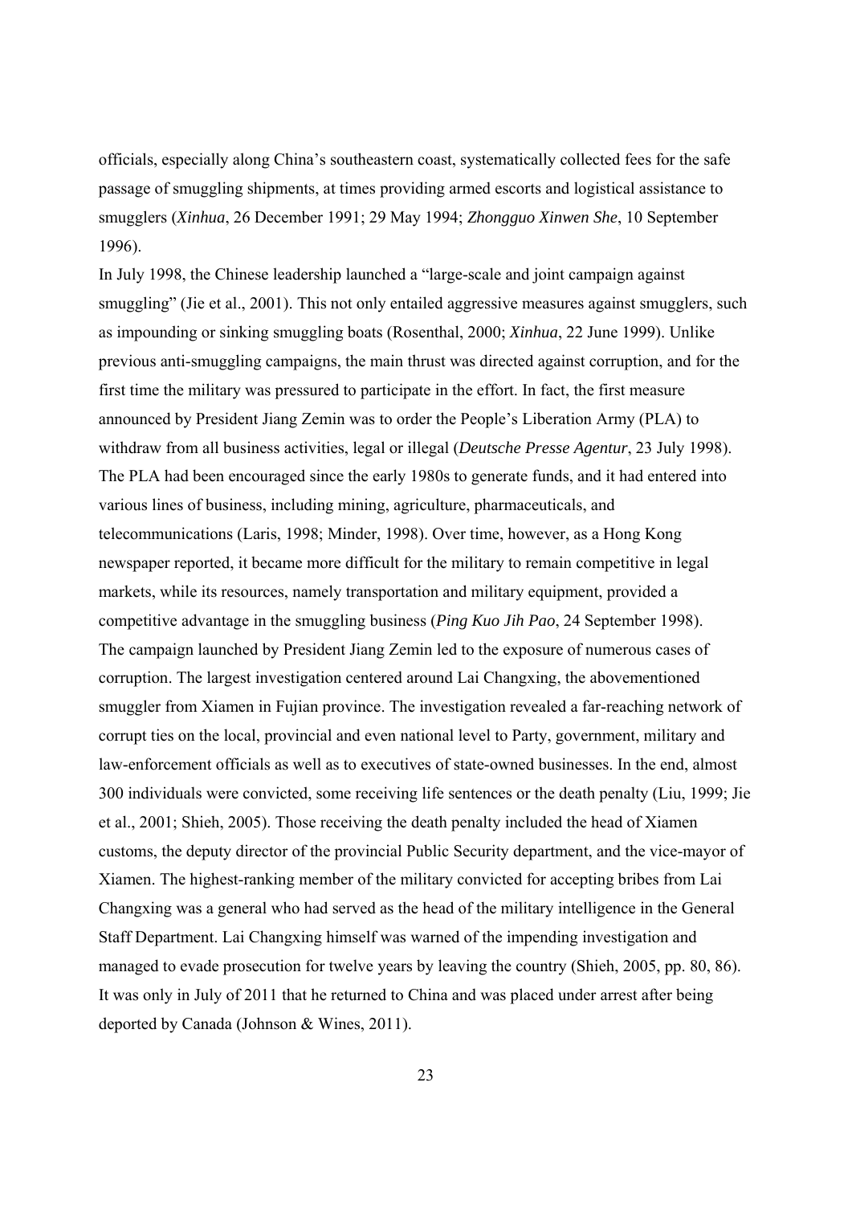officials, especially along China's southeastern coast, systematically collected fees for the safe passage of smuggling shipments, at times providing armed escorts and logistical assistance to smugglers (*Xinhua*, 26 December 1991; 29 May 1994; *Zhongguo Xinwen She*, 10 September 1996).

In July 1998, the Chinese leadership launched a "large-scale and joint campaign against smuggling" (Jie et al., 2001). This not only entailed aggressive measures against smugglers, such as impounding or sinking smuggling boats (Rosenthal, 2000; *Xinhua*, 22 June 1999). Unlike previous anti-smuggling campaigns, the main thrust was directed against corruption, and for the first time the military was pressured to participate in the effort. In fact, the first measure announced by President Jiang Zemin was to order the People's Liberation Army (PLA) to withdraw from all business activities, legal or illegal (*Deutsche Presse Agentur*, 23 July 1998). The PLA had been encouraged since the early 1980s to generate funds, and it had entered into various lines of business, including mining, agriculture, pharmaceuticals, and telecommunications (Laris, 1998; Minder, 1998). Over time, however, as a Hong Kong newspaper reported, it became more difficult for the military to remain competitive in legal markets, while its resources, namely transportation and military equipment, provided a competitive advantage in the smuggling business (*Ping Kuo Jih Pao*, 24 September 1998).

The campaign launched by President Jiang Zemin led to the exposure of numerous cases of corruption. The largest investigation centered around Lai Changxing, the abovementioned smuggler from Xiamen in Fujian province. The investigation revealed a far-reaching network of corrupt ties on the local, provincial and even national level to Party, government, military and law-enforcement officials as well as to executives of state-owned businesses. In the end, almost 300 individuals were convicted, some receiving life sentences or the death penalty (Liu, 1999; Jie et al., 2001; Shieh, 2005). Those receiving the death penalty included the head of Xiamen customs, the deputy director of the provincial Public Security department, and the vice-mayor of Xiamen. The highest-ranking member of the military convicted for accepting bribes from Lai Changxing was a general who had served as the head of the military intelligence in the General Staff Department. Lai Changxing himself was warned of the impending investigation and managed to evade prosecution for twelve years by leaving the country (Shieh, 2005, pp. 80, 86). It was only in July of 2011 that he returned to China and was placed under arrest after being deported by Canada (Johnson & Wines, 2011).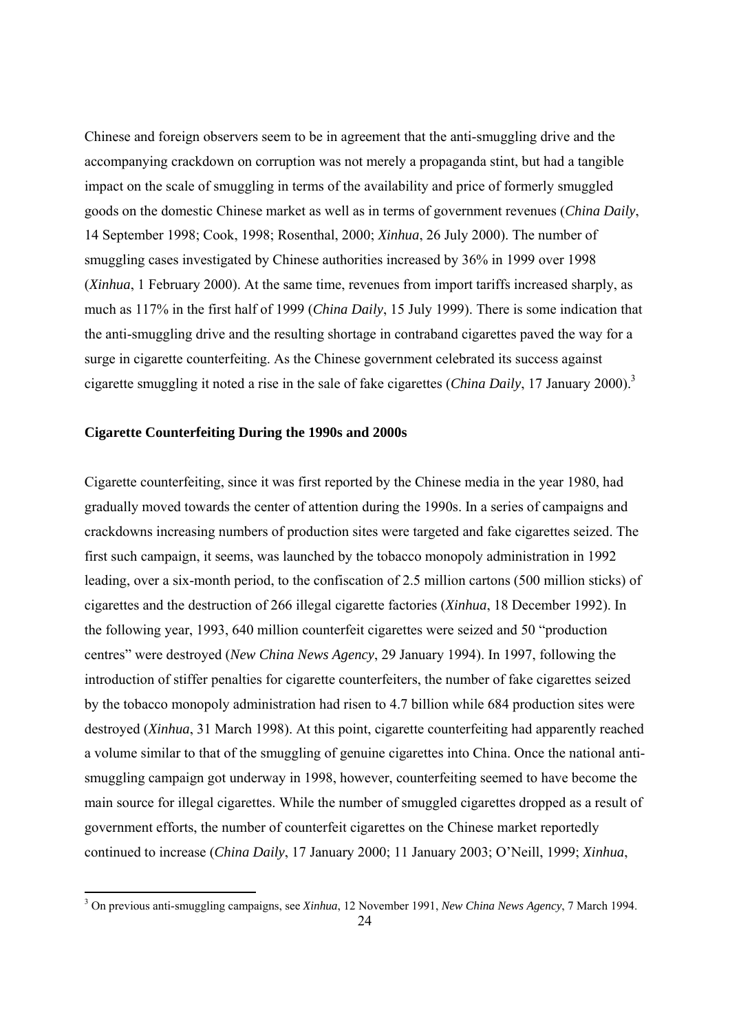Chinese and foreign observers seem to be in agreement that the anti-smuggling drive and the accompanying crackdown on corruption was not merely a propaganda stint, but had a tangible impact on the scale of smuggling in terms of the availability and price of formerly smuggled goods on the domestic Chinese market as well as in terms of government revenues (*China Daily*, 14 September 1998; Cook, 1998; Rosenthal, 2000; *Xinhua*, 26 July 2000). The number of smuggling cases investigated by Chinese authorities increased by 36% in 1999 over 1998 (*Xinhua*, 1 February 2000). At the same time, revenues from import tariffs increased sharply, as much as 117% in the first half of 1999 (*China Daily*, 15 July 1999). There is some indication that the anti-smuggling drive and the resulting shortage in contraband cigarettes paved the way for a surge in cigarette counterfeiting. As the Chinese government celebrated its success against cigarette smuggling it noted a rise in the sale of fake cigarettes (*China Daily*, 17 January 2000).[3]

### Cigarette Counterfeiting During the 1990s and 2000s

Cigarette counterfeiting, since it was first reported by the Chinese media in the year 1980, had gradually moved towards the center of attention during the 1990s. In a series of campaigns and crackdowns increasing numbers of production sites were targeted and fake cigarettes seized. The first such campaign, it seems, was launched by the tobacco monopoly administration in 1992 leading, over a six-month period, to the confiscation of 2.5 million cartons (500 million sticks) of cigarettes and the destruction of 266 illegal cigarette factories (*Xinhua*, 18 December 1992). In the following year, 1993, 640 million counterfeit cigarettes were seized and 50 "production centres" were destroyed (*New China News Agency*, 29 January 1994). In 1997, following the introduction of stiffer penalties for cigarette counterfeiters, the number of fake cigarettes seized by the tobacco monopoly administration had risen to 4.7 billion while 684 production sites were destroyed (*Xinhua*, 31 March 1998). At this point, cigarette counterfeiting had apparently reached a volume similar to that of the smuggling of genuine cigarettes into China. Once the national anti-smuggling campaign got underway in 1998, however, counterfeiting seemed to have become the main source for illegal cigarettes. While the number of smuggled cigarettes dropped as a result of government efforts, the number of counterfeit cigarettes on the Chinese market reportedly continued to increase (*China Daily*, 17 January 2000; 11 January 2003; O'Neill, 1999; *Xinhua*,

[3] On previous anti-smuggling campaigns, see *Xinhua*, 12 November 1991, *New China News Agency*, 7 March 1994.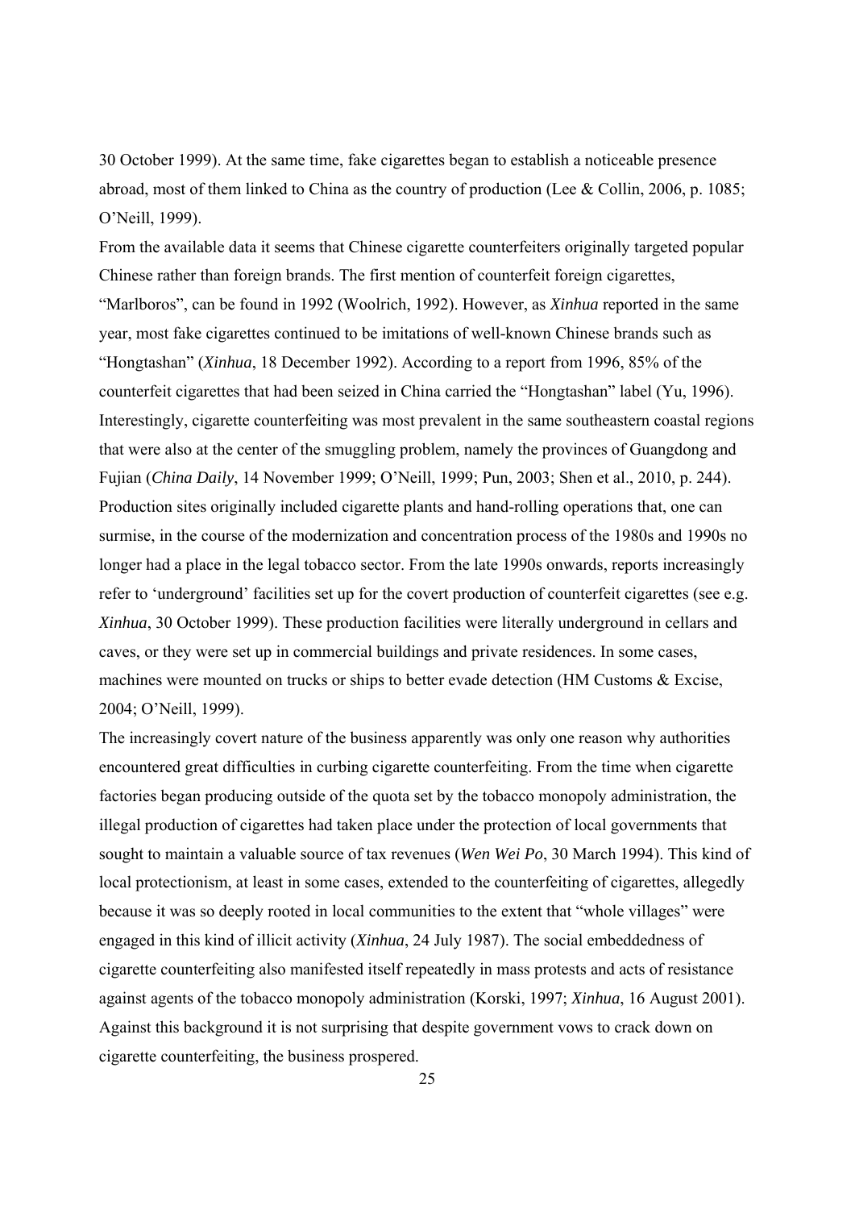30 October 1999). At the same time, fake cigarettes began to establish a noticeable presence abroad, most of them linked to China as the country of production (Lee & Collin, 2006, p. 1085; O'Neill, 1999).

From the available data it seems that Chinese cigarette counterfeiters originally targeted popular Chinese rather than foreign brands. The first mention of counterfeit foreign cigarettes, "Marlboros", can be found in 1992 (Woolrich, 1992). However, as *Xinhua* reported in the same year, most fake cigarettes continued to be imitations of well-known Chinese brands such as "Hongtashan" (*Xinhua*, 18 December 1992). According to a report from 1996, 85% of the counterfeit cigarettes that had been seized in China carried the "Hongtashan" label (Yu, 1996). Interestingly, cigarette counterfeiting was most prevalent in the same southeastern coastal regions that were also at the center of the smuggling problem, namely the provinces of Guangdong and Fujian (*China Daily*, 14 November 1999; O'Neill, 1999; Pun, 2003; Shen et al., 2010, p. 244). Production sites originally included cigarette plants and hand-rolling operations that, one can surmise, in the course of the modernization and concentration process of the 1980s and 1990s no longer had a place in the legal tobacco sector. From the late 1990s onwards, reports increasingly refer to 'underground' facilities set up for the covert production of counterfeit cigarettes (see e.g. *Xinhua*, 30 October 1999). These production facilities were literally underground in cellars and caves, or they were set up in commercial buildings and private residences. In some cases, machines were mounted on trucks or ships to better evade detection (HM Customs & Excise, 2004; O'Neill, 1999).

The increasingly covert nature of the business apparently was only one reason why authorities encountered great difficulties in curbing cigarette counterfeiting. From the time when cigarette factories began producing outside of the quota set by the tobacco monopoly administration, the illegal production of cigarettes had taken place under the protection of local governments that sought to maintain a valuable source of tax revenues (*Wen Wei Po*, 30 March 1994). This kind of local protectionism, at least in some cases, extended to the counterfeiting of cigarettes, allegedly because it was so deeply rooted in local communities to the extent that "whole villages" were engaged in this kind of illicit activity (*Xinhua*, 24 July 1987). The social embeddedness of cigarette counterfeiting also manifested itself repeatedly in mass protests and acts of resistance against agents of the tobacco monopoly administration (Korski, 1997; *Xinhua*, 16 August 2001). Against this background it is not surprising that despite government vows to crack down on cigarette counterfeiting, the business prospered.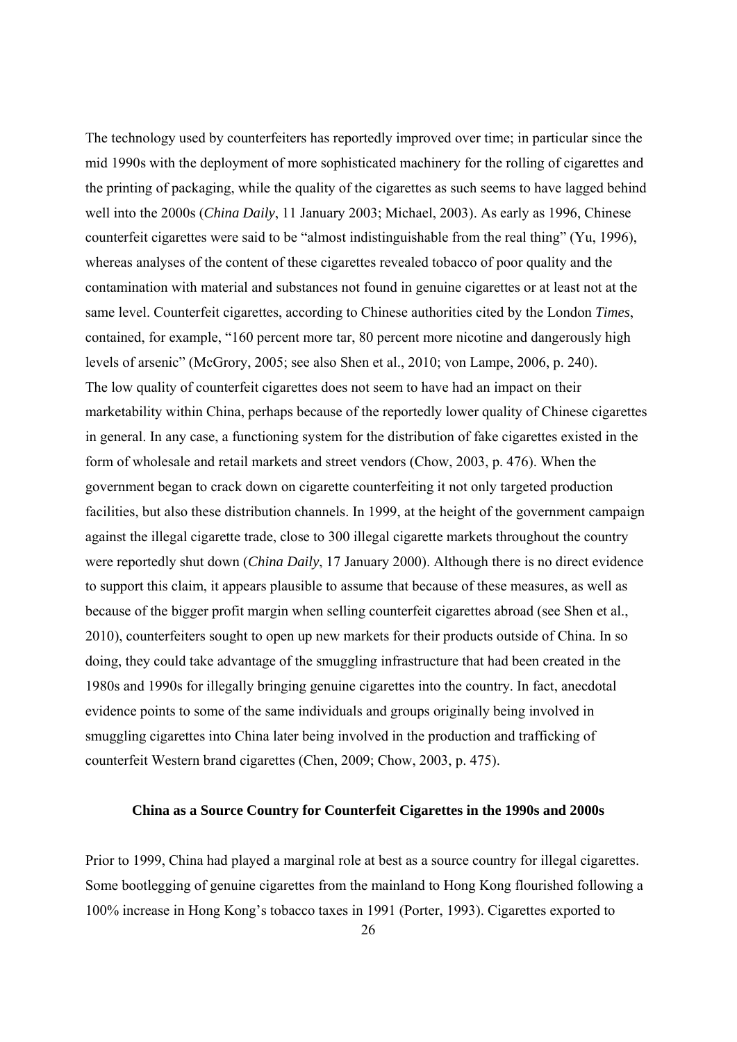The technology used by counterfeiters has reportedly improved over time; in particular since the mid 1990s with the deployment of more sophisticated machinery for the rolling of cigarettes and the printing of packaging, while the quality of the cigarettes as such seems to have lagged behind well into the 2000s (*China Daily*, 11 January 2003; Michael, 2003). As early as 1996, Chinese counterfeit cigarettes were said to be "almost indistinguishable from the real thing" (Yu, 1996), whereas analyses of the content of these cigarettes revealed tobacco of poor quality and the contamination with material and substances not found in genuine cigarettes or at least not at the same level. Counterfeit cigarettes, according to Chinese authorities cited by the London *Times*, contained, for example, "160 percent more tar, 80 percent more nicotine and dangerously high levels of arsenic" (McGrory, 2005; see also Shen et al., 2010; von Lampe, 2006, p. 240).
The low quality of counterfeit cigarettes does not seem to have had an impact on their marketability within China, perhaps because of the reportedly lower quality of Chinese cigarettes in general. In any case, a functioning system for the distribution of fake cigarettes existed in the form of wholesale and retail markets and street vendors (Chow, 2003, p. 476). When the government began to crack down on cigarette counterfeiting it not only targeted production facilities, but also these distribution channels. In 1999, at the height of the government campaign against the illegal cigarette trade, close to 300 illegal cigarette markets throughout the country were reportedly shut down (*China Daily*, 17 January 2000). Although there is no direct evidence to support this claim, it appears plausible to assume that because of these measures, as well as because of the bigger profit margin when selling counterfeit cigarettes abroad (see Shen et al., 2010), counterfeiters sought to open up new markets for their products outside of China. In so doing, they could take advantage of the smuggling infrastructure that had been created in the 1980s and 1990s for illegally bringing genuine cigarettes into the country. In fact, anecdotal evidence points to some of the same individuals and groups originally being involved in smuggling cigarettes into China later being involved in the production and trafficking of counterfeit Western brand cigarettes (Chen, 2009; Chow, 2003, p. 475).

## China as a Source Country for Counterfeit Cigarettes in the 1990s and 2000s

Prior to 1999, China had played a marginal role at best as a source country for illegal cigarettes. Some bootlegging of genuine cigarettes from the mainland to Hong Kong flourished following a 100% increase in Hong Kong's tobacco taxes in 1991 (Porter, 1993). Cigarettes exported to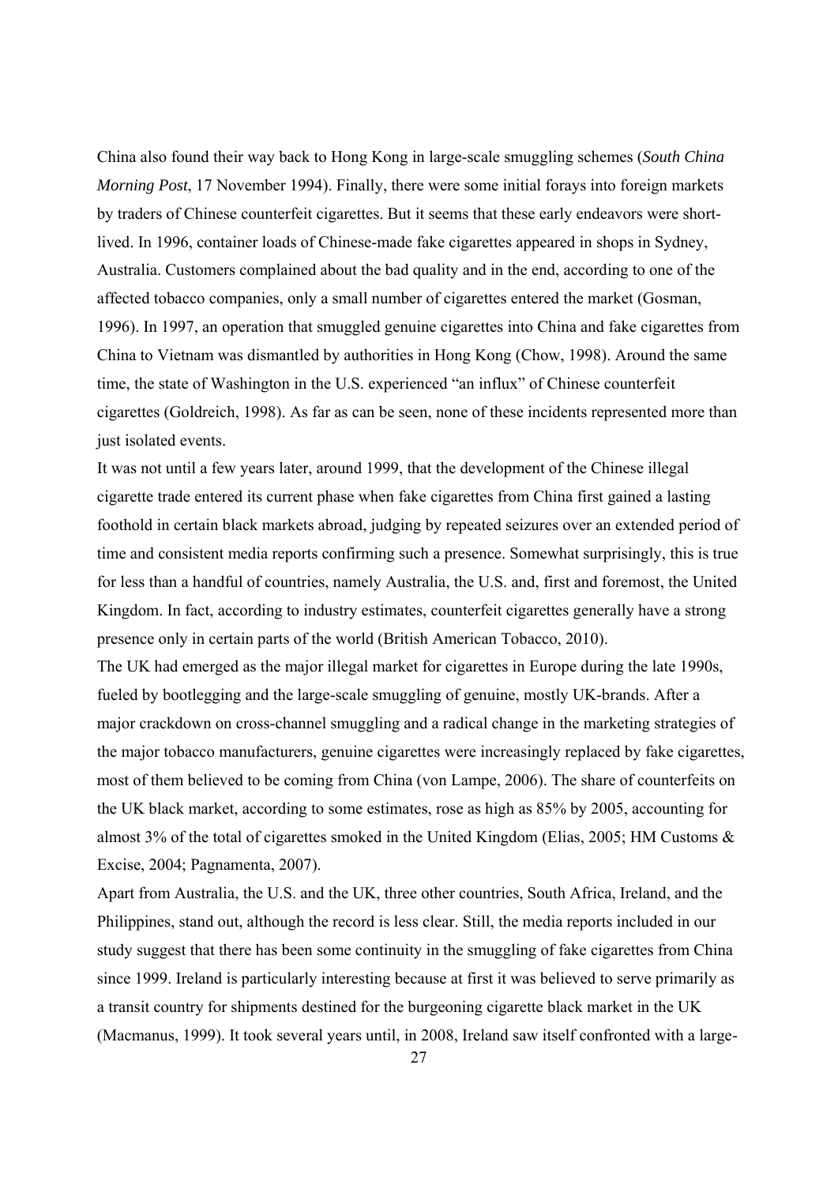China also found their way back to Hong Kong in large-scale smuggling schemes (*South China Morning Post*, 17 November 1994). Finally, there were some initial forays into foreign markets by traders of Chinese counterfeit cigarettes. But it seems that these early endeavors were short-lived. In 1996, container loads of Chinese-made fake cigarettes appeared in shops in Sydney, Australia. Customers complained about the bad quality and in the end, according to one of the affected tobacco companies, only a small number of cigarettes entered the market (Gosman, 1996). In 1997, an operation that smuggled genuine cigarettes into China and fake cigarettes from China to Vietnam was dismantled by authorities in Hong Kong (Chow, 1998). Around the same time, the state of Washington in the U.S. experienced "an influx" of Chinese counterfeit cigarettes (Goldreich, 1998). As far as can be seen, none of these incidents represented more than just isolated events.

It was not until a few years later, around 1999, that the development of the Chinese illegal cigarette trade entered its current phase when fake cigarettes from China first gained a lasting foothold in certain black markets abroad, judging by repeated seizures over an extended period of time and consistent media reports confirming such a presence. Somewhat surprisingly, this is true for less than a handful of countries, namely Australia, the U.S. and, first and foremost, the United Kingdom. In fact, according to industry estimates, counterfeit cigarettes generally have a strong presence only in certain parts of the world (British American Tobacco, 2010).

The UK had emerged as the major illegal market for cigarettes in Europe during the late 1990s, fueled by bootlegging and the large-scale smuggling of genuine, mostly UK-brands. After a major crackdown on cross-channel smuggling and a radical change in the marketing strategies of the major tobacco manufacturers, genuine cigarettes were increasingly replaced by fake cigarettes, most of them believed to be coming from China (von Lampe, 2006). The share of counterfeits on the UK black market, according to some estimates, rose as high as 85% by 2005, accounting for almost 3% of the total of cigarettes smoked in the United Kingdom (Elias, 2005; HM Customs & Excise, 2004; Pagnamenta, 2007).

Apart from Australia, the U.S. and the UK, three other countries, South Africa, Ireland, and the Philippines, stand out, although the record is less clear. Still, the media reports included in our study suggest that there has been some continuity in the smuggling of fake cigarettes from China since 1999. Ireland is particularly interesting because at first it was believed to serve primarily as a transit country for shipments destined for the burgeoning cigarette black market in the UK (Macmanus, 1999). It took several years until, in 2008, Ireland saw itself confronted with a large-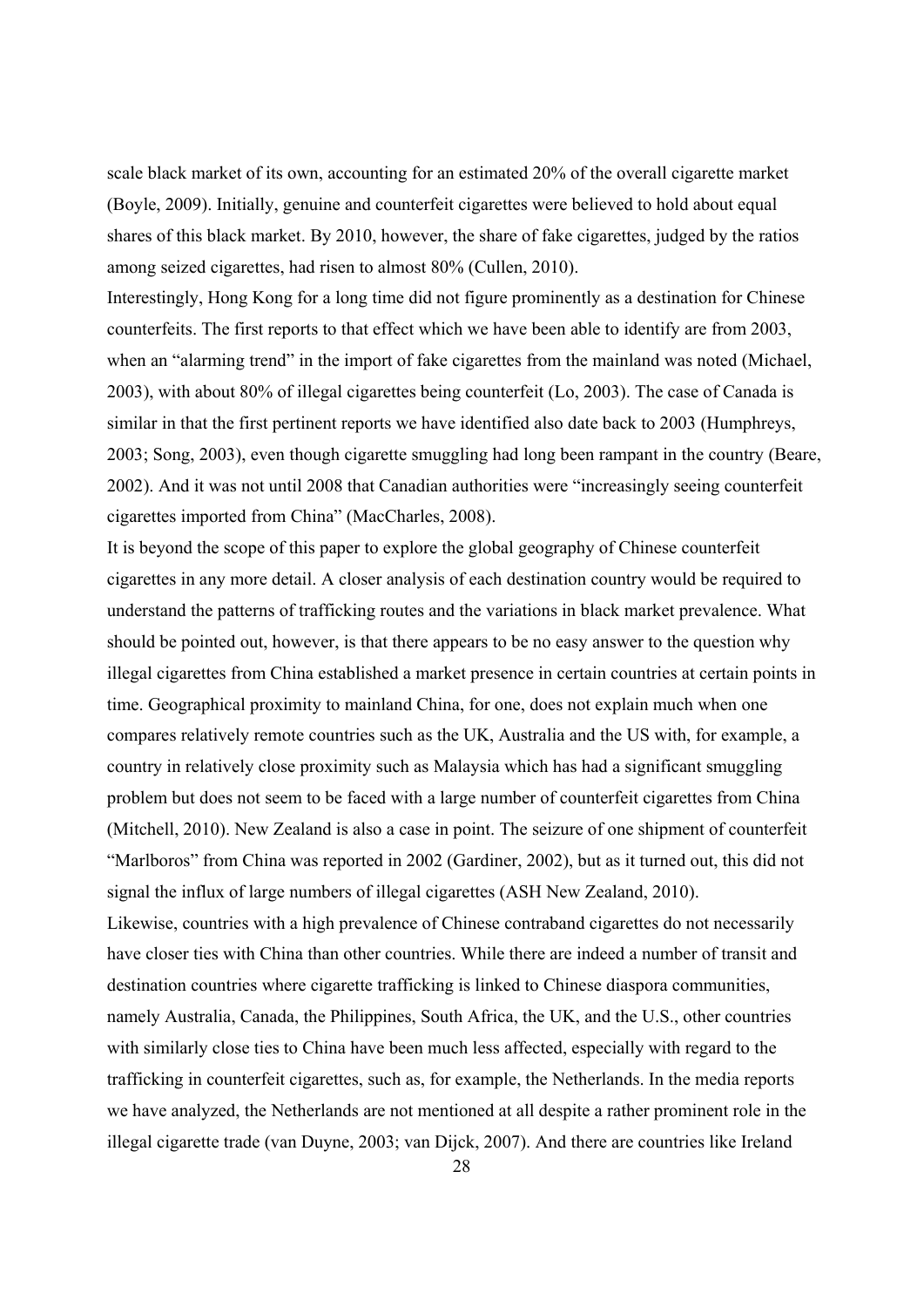scale black market of its own, accounting for an estimated 20% of the overall cigarette market (Boyle, 2009). Initially, genuine and counterfeit cigarettes were believed to hold about equal shares of this black market. By 2010, however, the share of fake cigarettes, judged by the ratios among seized cigarettes, had risen to almost 80% (Cullen, 2010).

Interestingly, Hong Kong for a long time did not figure prominently as a destination for Chinese counterfeits. The first reports to that effect which we have been able to identify are from 2003, when an "alarming trend" in the import of fake cigarettes from the mainland was noted (Michael, 2003), with about 80% of illegal cigarettes being counterfeit (Lo, 2003). The case of Canada is similar in that the first pertinent reports we have identified also date back to 2003 (Humphreys, 2003; Song, 2003), even though cigarette smuggling had long been rampant in the country (Beare, 2002). And it was not until 2008 that Canadian authorities were "increasingly seeing counterfeit cigarettes imported from China" (MacCharles, 2008).

It is beyond the scope of this paper to explore the global geography of Chinese counterfeit cigarettes in any more detail. A closer analysis of each destination country would be required to understand the patterns of trafficking routes and the variations in black market prevalence. What should be pointed out, however, is that there appears to be no easy answer to the question why illegal cigarettes from China established a market presence in certain countries at certain points in time. Geographical proximity to mainland China, for one, does not explain much when one compares relatively remote countries such as the UK, Australia and the US with, for example, a country in relatively close proximity such as Malaysia which has had a significant smuggling problem but does not seem to be faced with a large number of counterfeit cigarettes from China (Mitchell, 2010). New Zealand is also a case in point. The seizure of one shipment of counterfeit "Marlboros" from China was reported in 2002 (Gardiner, 2002), but as it turned out, this did not signal the influx of large numbers of illegal cigarettes (ASH New Zealand, 2010).

Likewise, countries with a high prevalence of Chinese contraband cigarettes do not necessarily have closer ties with China than other countries. While there are indeed a number of transit and destination countries where cigarette trafficking is linked to Chinese diaspora communities, namely Australia, Canada, the Philippines, South Africa, the UK, and the U.S., other countries with similarly close ties to China have been much less affected, especially with regard to the trafficking in counterfeit cigarettes, such as, for example, the Netherlands. In the media reports we have analyzed, the Netherlands are not mentioned at all despite a rather prominent role in the illegal cigarette trade (van Duyne, 2003; van Dijck, 2007). And there are countries like Ireland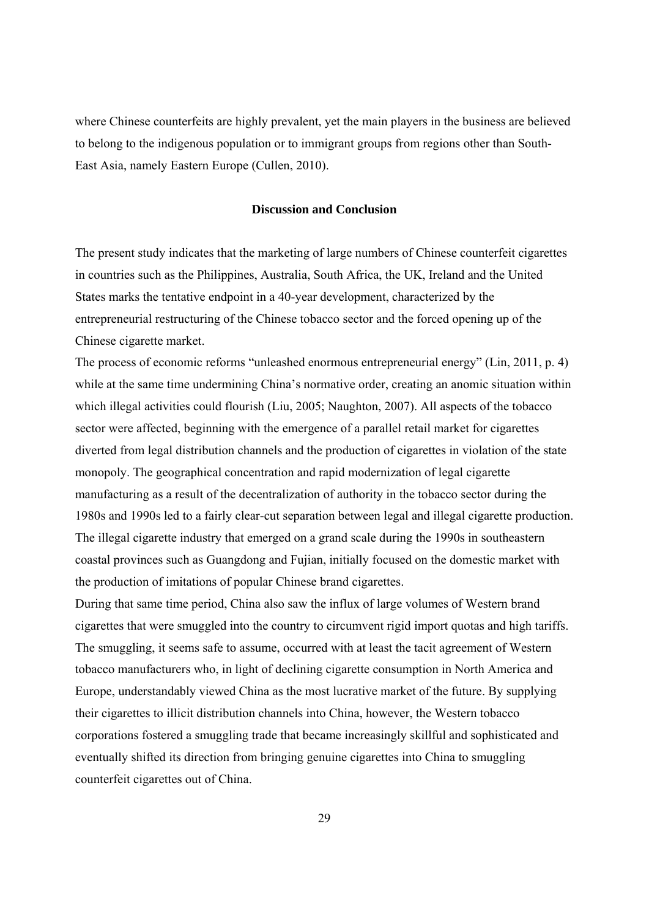where Chinese counterfeits are highly prevalent, yet the main players in the business are believed to belong to the indigenous population or to immigrant groups from regions other than South-East Asia, namely Eastern Europe (Cullen, 2010).

## Discussion and Conclusion

The present study indicates that the marketing of large numbers of Chinese counterfeit cigarettes in countries such as the Philippines, Australia, South Africa, the UK, Ireland and the United States marks the tentative endpoint in a 40-year development, characterized by the entrepreneurial restructuring of the Chinese tobacco sector and the forced opening up of the Chinese cigarette market.

The process of economic reforms "unleashed enormous entrepreneurial energy" (Lin, 2011, p. 4) while at the same time undermining China's normative order, creating an anomic situation within which illegal activities could flourish (Liu, 2005; Naughton, 2007). All aspects of the tobacco sector were affected, beginning with the emergence of a parallel retail market for cigarettes diverted from legal distribution channels and the production of cigarettes in violation of the state monopoly. The geographical concentration and rapid modernization of legal cigarette manufacturing as a result of the decentralization of authority in the tobacco sector during the 1980s and 1990s led to a fairly clear-cut separation between legal and illegal cigarette production. The illegal cigarette industry that emerged on a grand scale during the 1990s in southeastern coastal provinces such as Guangdong and Fujian, initially focused on the domestic market with the production of imitations of popular Chinese brand cigarettes.

During that same time period, China also saw the influx of large volumes of Western brand cigarettes that were smuggled into the country to circumvent rigid import quotas and high tariffs. The smuggling, it seems safe to assume, occurred with at least the tacit agreement of Western tobacco manufacturers who, in light of declining cigarette consumption in North America and Europe, understandably viewed China as the most lucrative market of the future. By supplying their cigarettes to illicit distribution channels into China, however, the Western tobacco corporations fostered a smuggling trade that became increasingly skillful and sophisticated and eventually shifted its direction from bringing genuine cigarettes into China to smuggling counterfeit cigarettes out of China.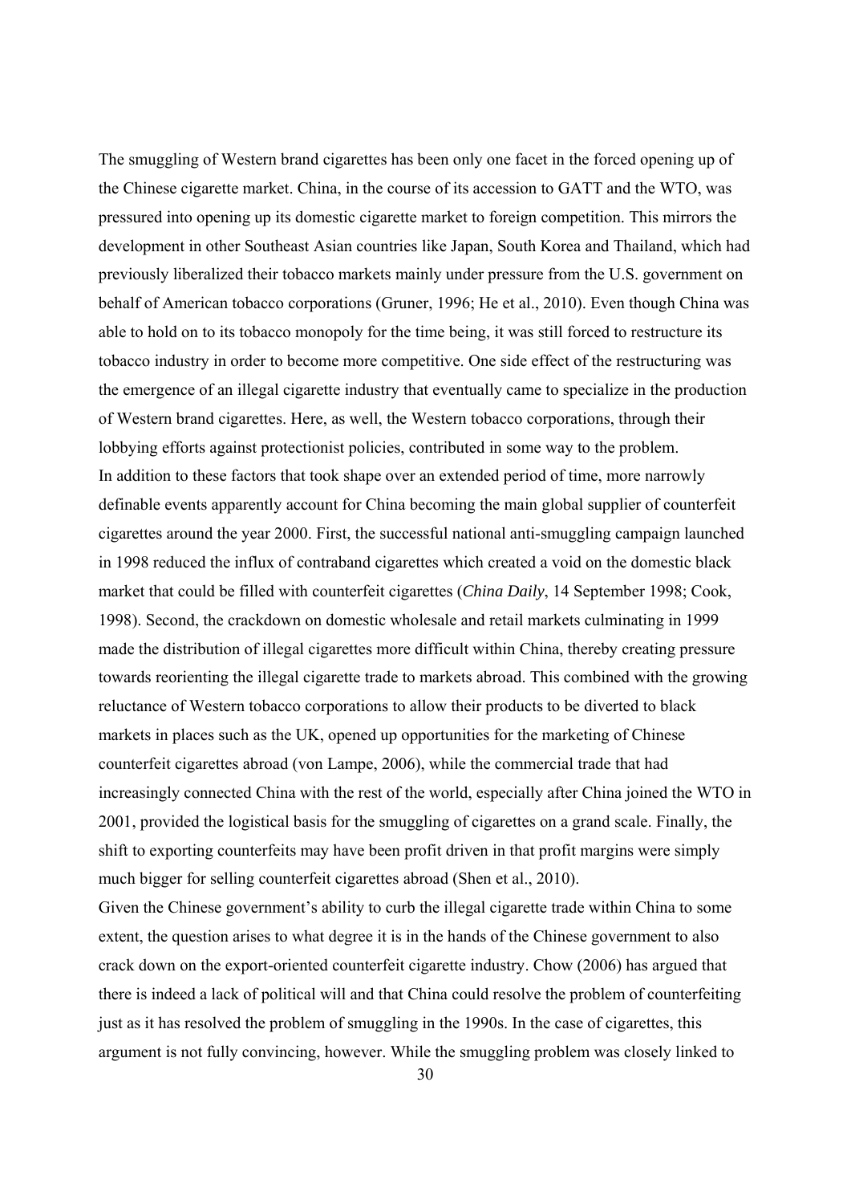The smuggling of Western brand cigarettes has been only one facet in the forced opening up of the Chinese cigarette market. China, in the course of its accession to GATT and the WTO, was pressured into opening up its domestic cigarette market to foreign competition. This mirrors the development in other Southeast Asian countries like Japan, South Korea and Thailand, which had previously liberalized their tobacco markets mainly under pressure from the U.S. government on behalf of American tobacco corporations (Gruner, 1996; He et al., 2010). Even though China was able to hold on to its tobacco monopoly for the time being, it was still forced to restructure its tobacco industry in order to become more competitive. One side effect of the restructuring was the emergence of an illegal cigarette industry that eventually came to specialize in the production of Western brand cigarettes. Here, as well, the Western tobacco corporations, through their lobbying efforts against protectionist policies, contributed in some way to the problem.

In addition to these factors that took shape over an extended period of time, more narrowly definable events apparently account for China becoming the main global supplier of counterfeit cigarettes around the year 2000. First, the successful national anti-smuggling campaign launched in 1998 reduced the influx of contraband cigarettes which created a void on the domestic black market that could be filled with counterfeit cigarettes (*China Daily*, 14 September 1998; Cook, 1998). Second, the crackdown on domestic wholesale and retail markets culminating in 1999 made the distribution of illegal cigarettes more difficult within China, thereby creating pressure towards reorienting the illegal cigarette trade to markets abroad. This combined with the growing reluctance of Western tobacco corporations to allow their products to be diverted to black markets in places such as the UK, opened up opportunities for the marketing of Chinese counterfeit cigarettes abroad (von Lampe, 2006), while the commercial trade that had increasingly connected China with the rest of the world, especially after China joined the WTO in 2001, provided the logistical basis for the smuggling of cigarettes on a grand scale. Finally, the shift to exporting counterfeits may have been profit driven in that profit margins were simply much bigger for selling counterfeit cigarettes abroad (Shen et al., 2010).

Given the Chinese government's ability to curb the illegal cigarette trade within China to some extent, the question arises to what degree it is in the hands of the Chinese government to also crack down on the export-oriented counterfeit cigarette industry. Chow (2006) has argued that there is indeed a lack of political will and that China could resolve the problem of counterfeiting just as it has resolved the problem of smuggling in the 1990s. In the case of cigarettes, this argument is not fully convincing, however. While the smuggling problem was closely linked to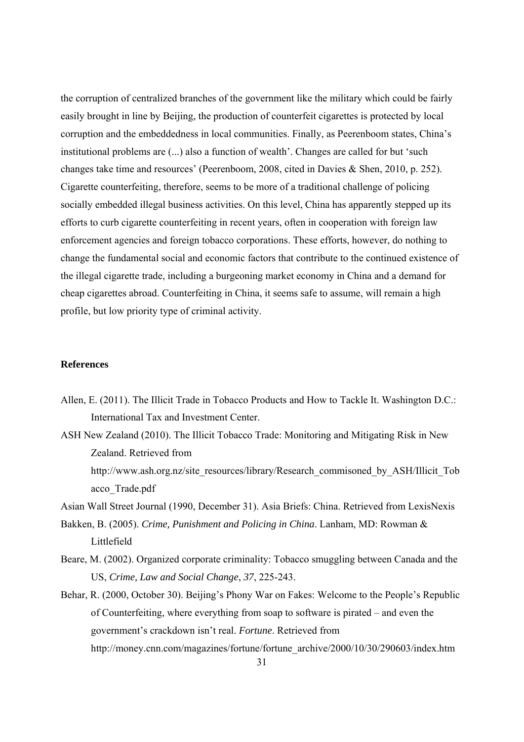the corruption of centralized branches of the government like the military which could be fairly easily brought in line by Beijing, the production of counterfeit cigarettes is protected by local corruption and the embeddedness in local communities. Finally, as Peerenboom states, China's institutional problems are (...) also a function of wealth'. Changes are called for but 'such changes take time and resources' (Peerenboom, 2008, cited in Davies & Shen, 2010, p. 252). Cigarette counterfeiting, therefore, seems to be more of a traditional challenge of policing socially embedded illegal business activities. On this level, China has apparently stepped up its efforts to curb cigarette counterfeiting in recent years, often in cooperation with foreign law enforcement agencies and foreign tobacco corporations. These efforts, however, do nothing to change the fundamental social and economic factors that contribute to the continued existence of the illegal cigarette trade, including a burgeoning market economy in China and a demand for cheap cigarettes abroad. Counterfeiting in China, it seems safe to assume, will remain a high profile, but low priority type of criminal activity.

**References**

Allen, E. (2011). The Illicit Trade in Tobacco Products and How to Tackle It. Washington D.C.: International Tax and Investment Center.

ASH New Zealand (2010). The Illicit Tobacco Trade: Monitoring and Mitigating Risk in New Zealand. Retrieved from http://www.ash.org.nz/site_resources/library/Research_commisoned_by_ASH/Illicit_Tobacco_Trade.pdf

Asian Wall Street Journal (1990, December 31). Asia Briefs: China. Retrieved from LexisNexis

Bakken, B. (2005). *Crime, Punishment and Policing in China*. Lanham, MD: Rowman & Littlefield

Beare, M. (2002). Organized corporate criminality: Tobacco smuggling between Canada and the US, *Crime, Law and Social Change*, *37*, 225-243.

Behar, R. (2000, October 30). Beijing's Phony War on Fakes: Welcome to the People's Republic of Counterfeiting, where everything from soap to software is pirated – and even the government's crackdown isn't real. *Fortune*. Retrieved from http://money.cnn.com/magazines/fortune/fortune_archive/2000/10/30/290603/index.htm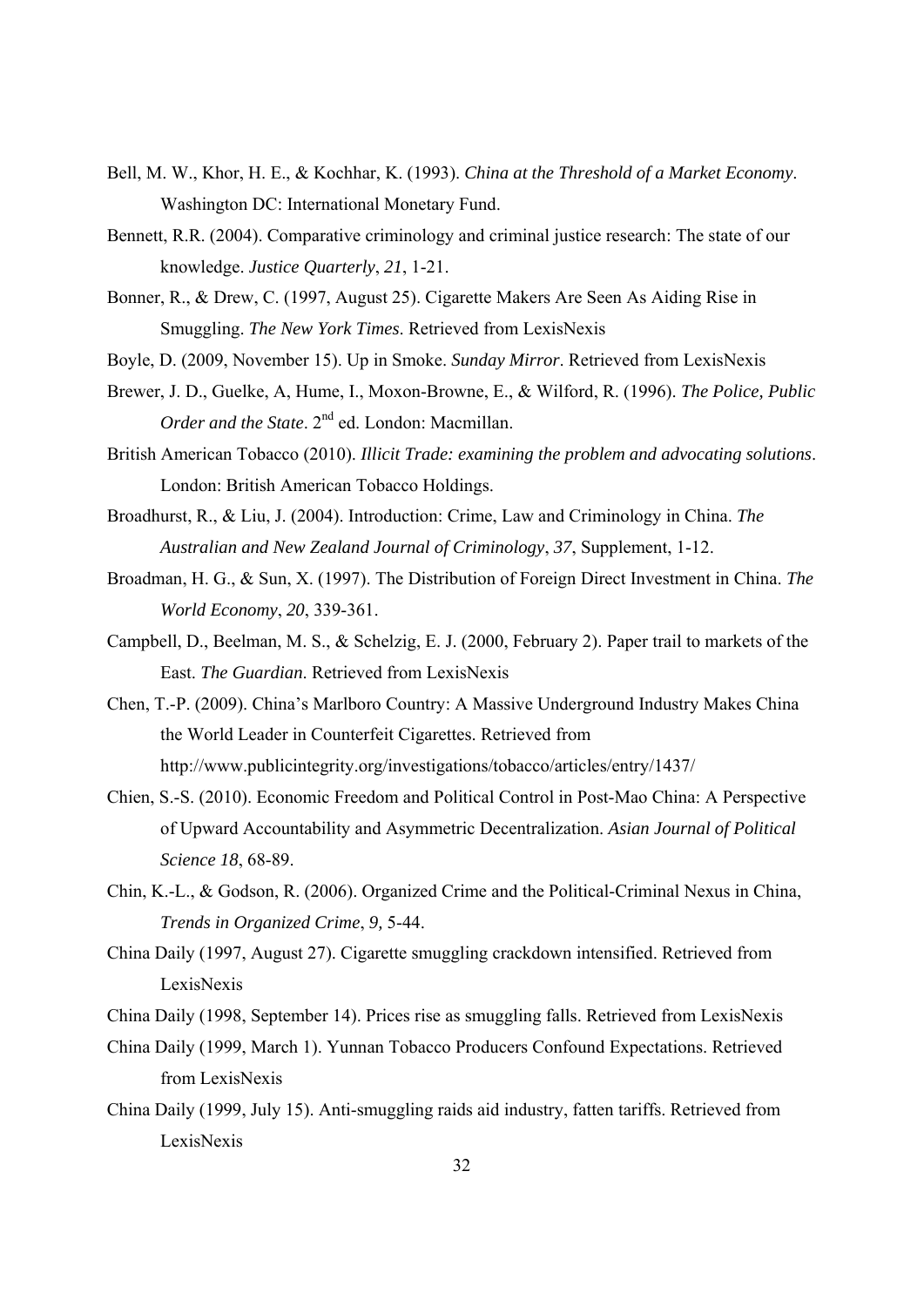Bell, M. W., Khor, H. E., & Kochhar, K. (1993). *China at the Threshold of a Market Economy*. Washington DC: International Monetary Fund.

Bennett, R.R. (2004). Comparative criminology and criminal justice research: The state of our knowledge. *Justice Quarterly*, *21*, 1-21.

Bonner, R., & Drew, C. (1997, August 25). Cigarette Makers Are Seen As Aiding Rise in Smuggling. *The New York Times*. Retrieved from LexisNexis

Boyle, D. (2009, November 15). Up in Smoke. *Sunday Mirror*. Retrieved from LexisNexis

Brewer, J. D., Guelke, A, Hume, I., Moxon-Browne, E., & Wilford, R. (1996). *The Police, Public Order and the State*. 2nd ed. London: Macmillan.

British American Tobacco (2010). *Illicit Trade: examining the problem and advocating solutions*. London: British American Tobacco Holdings.

Broadhurst, R., & Liu, J. (2004). Introduction: Crime, Law and Criminology in China. *The Australian and New Zealand Journal of Criminology*, *37*, Supplement, 1-12.

Broadman, H. G., & Sun, X. (1997). The Distribution of Foreign Direct Investment in China. *The World Economy*, *20*, 339-361.

Campbell, D., Beelman, M. S., & Schelzig, E. J. (2000, February 2). Paper trail to markets of the East. *The Guardian*. Retrieved from LexisNexis

Chen, T.-P. (2009). China's Marlboro Country: A Massive Underground Industry Makes China the World Leader in Counterfeit Cigarettes. Retrieved from http://www.publicintegrity.org/investigations/tobacco/articles/entry/1437/

Chien, S.-S. (2010). Economic Freedom and Political Control in Post-Mao China: A Perspective of Upward Accountability and Asymmetric Decentralization. *Asian Journal of Political Science 18*, 68-89.

Chin, K.-L., & Godson, R. (2006). Organized Crime and the Political-Criminal Nexus in China, *Trends in Organized Crime*, *9,* 5-44.

China Daily (1997, August 27). Cigarette smuggling crackdown intensified. Retrieved from LexisNexis

China Daily (1998, September 14). Prices rise as smuggling falls. Retrieved from LexisNexis

China Daily (1999, March 1). Yunnan Tobacco Producers Confound Expectations. Retrieved from LexisNexis

China Daily (1999, July 15). Anti-smuggling raids aid industry, fatten tariffs. Retrieved from LexisNexis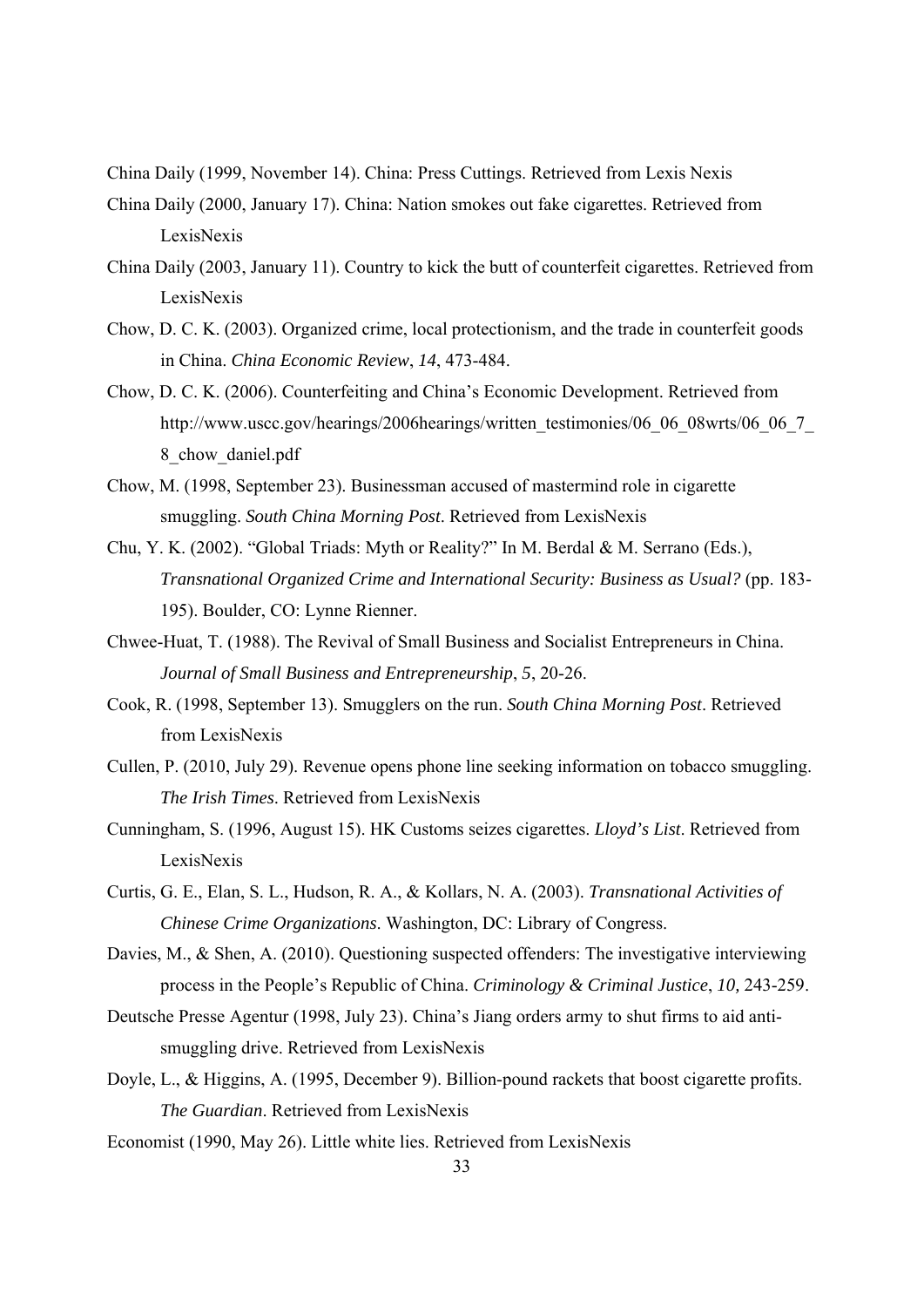China Daily (1999, November 14). China: Press Cuttings. Retrieved from Lexis Nexis

China Daily (2000, January 17). China: Nation smokes out fake cigarettes. Retrieved from LexisNexis

China Daily (2003, January 11). Country to kick the butt of counterfeit cigarettes. Retrieved from LexisNexis

Chow, D. C. K. (2003). Organized crime, local protectionism, and the trade in counterfeit goods in China. *China Economic Review*, *14*, 473-484.

Chow, D. C. K. (2006). Counterfeiting and China's Economic Development. Retrieved from http://www.uscc.gov/hearings/2006hearings/written_testimonies/06_06_08wrts/06_06_7_8_chow_daniel.pdf

Chow, M. (1998, September 23). Businessman accused of mastermind role in cigarette smuggling. *South China Morning Post*. Retrieved from LexisNexis

Chu, Y. K. (2002). "Global Triads: Myth or Reality?" In M. Berdal & M. Serrano (Eds.), *Transnational Organized Crime and International Security: Business as Usual?* (pp. 183-195). Boulder, CO: Lynne Rienner.

Chwee-Huat, T. (1988). The Revival of Small Business and Socialist Entrepreneurs in China. *Journal of Small Business and Entrepreneurship*, *5*, 20-26.

Cook, R. (1998, September 13). Smugglers on the run. *South China Morning Post*. Retrieved from LexisNexis

Cullen, P. (2010, July 29). Revenue opens phone line seeking information on tobacco smuggling. *The Irish Times*. Retrieved from LexisNexis

Cunningham, S. (1996, August 15). HK Customs seizes cigarettes. *Lloyd's List*. Retrieved from LexisNexis

Curtis, G. E., Elan, S. L., Hudson, R. A., & Kollars, N. A. (2003). *Transnational Activities of Chinese Crime Organizations*. Washington, DC: Library of Congress.

Davies, M., & Shen, A. (2010). Questioning suspected offenders: The investigative interviewing process in the People's Republic of China. *Criminology & Criminal Justice*, *10,* 243-259.

Deutsche Presse Agentur (1998, July 23). China's Jiang orders army to shut firms to aid anti-smuggling drive. Retrieved from LexisNexis

Doyle, L., & Higgins, A. (1995, December 9). Billion-pound rackets that boost cigarette profits. *The Guardian*. Retrieved from LexisNexis

Economist (1990, May 26). Little white lies. Retrieved from LexisNexis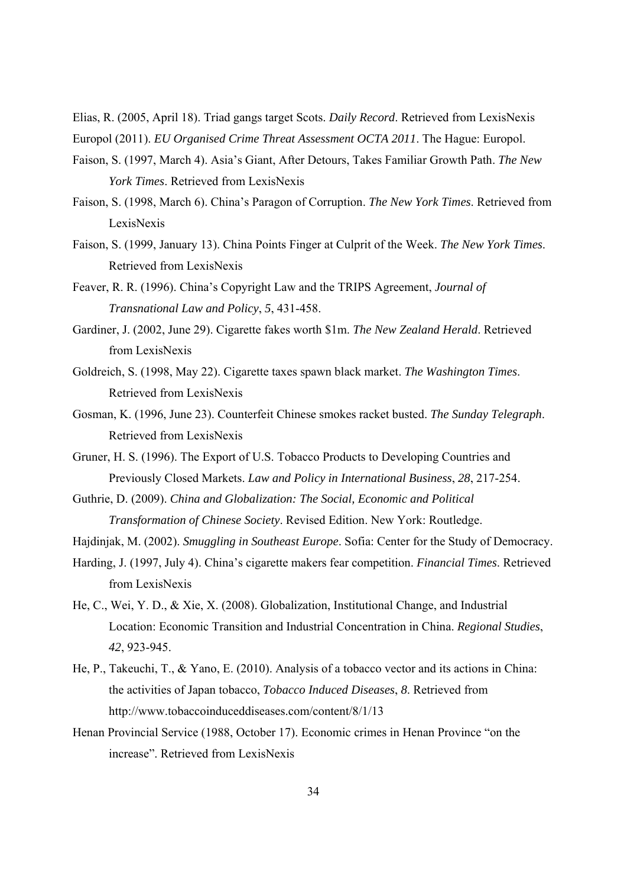Elias, R. (2005, April 18). Triad gangs target Scots. *Daily Record*. Retrieved from LexisNexis

Europol (2011). *EU Organised Crime Threat Assessment OCTA 2011*. The Hague: Europol.

Faison, S. (1997, March 4). Asia's Giant, After Detours, Takes Familiar Growth Path. *The New York Times*. Retrieved from LexisNexis

Faison, S. (1998, March 6). China's Paragon of Corruption. *The New York Times*. Retrieved from LexisNexis

Faison, S. (1999, January 13). China Points Finger at Culprit of the Week. *The New York Times*. Retrieved from LexisNexis

Feaver, R. R. (1996). China's Copyright Law and the TRIPS Agreement, *Journal of Transnational Law and Policy*, *5*, 431-458.

Gardiner, J. (2002, June 29). Cigarette fakes worth $1m. *The New Zealand Herald*. Retrieved from LexisNexis

Goldreich, S. (1998, May 22). Cigarette taxes spawn black market. *The Washington Times*. Retrieved from LexisNexis

Gosman, K. (1996, June 23). Counterfeit Chinese smokes racket busted. *The Sunday Telegraph*. Retrieved from LexisNexis

Gruner, H. S. (1996). The Export of U.S. Tobacco Products to Developing Countries and Previously Closed Markets. *Law and Policy in International Business*, *28*, 217-254.

Guthrie, D. (2009). *China and Globalization: The Social, Economic and Political Transformation of Chinese Society*. Revised Edition. New York: Routledge.

Hajdinjak, M. (2002). *Smuggling in Southeast Europe*. Sofia: Center for the Study of Democracy.

Harding, J. (1997, July 4). China's cigarette makers fear competition. *Financial Times*. Retrieved from LexisNexis

He, C., Wei, Y. D., & Xie, X. (2008). Globalization, Institutional Change, and Industrial Location: Economic Transition and Industrial Concentration in China. *Regional Studies*, *42*, 923-945.

He, P., Takeuchi, T., & Yano, E. (2010). Analysis of a tobacco vector and its actions in China: the activities of Japan tobacco, *Tobacco Induced Diseases*, *8*. Retrieved from http://www.tobaccoinduceddiseases.com/content/8/1/13

Henan Provincial Service (1988, October 17). Economic crimes in Henan Province "on the increase". Retrieved from LexisNexis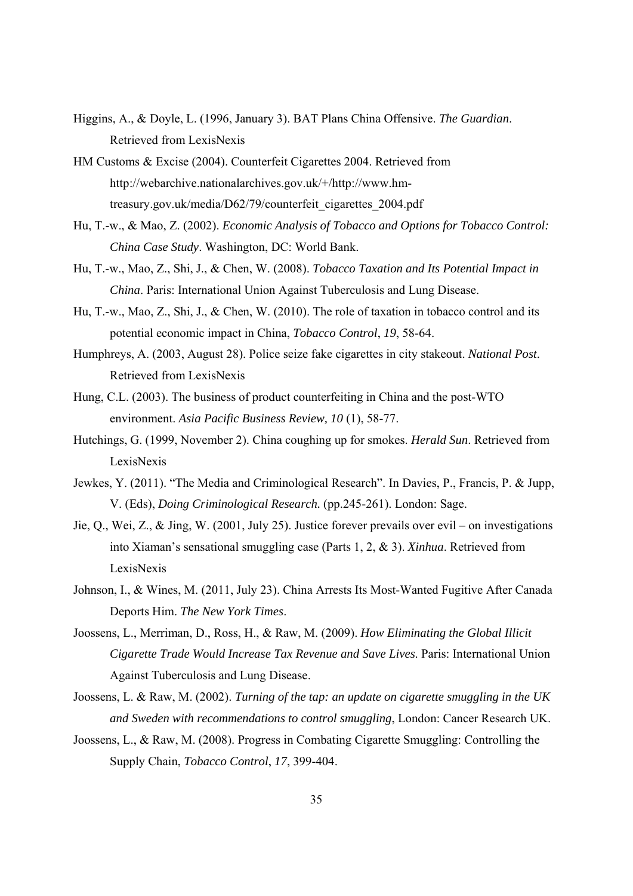Higgins, A., & Doyle, L. (1996, January 3). BAT Plans China Offensive. *The Guardian*. Retrieved from LexisNexis

HM Customs & Excise (2004). Counterfeit Cigarettes 2004. Retrieved from http://webarchive.nationalarchives.gov.uk/+/http://www.hm-treasury.gov.uk/media/D62/79/counterfeit_cigarettes_2004.pdf

Hu, T.-w., & Mao, Z. (2002). *Economic Analysis of Tobacco and Options for Tobacco Control: China Case Study*. Washington, DC: World Bank.

Hu, T.-w., Mao, Z., Shi, J., & Chen, W. (2008). *Tobacco Taxation and Its Potential Impact in China*. Paris: International Union Against Tuberculosis and Lung Disease.

Hu, T.-w., Mao, Z., Shi, J., & Chen, W. (2010). The role of taxation in tobacco control and its potential economic impact in China, *Tobacco Control*, *19*, 58-64.

Humphreys, A. (2003, August 28). Police seize fake cigarettes in city stakeout. *National Post*. Retrieved from LexisNexis

Hung, C.L. (2003). The business of product counterfeiting in China and the post-WTO environment. *Asia Pacific Business Review, 10* (1), 58-77.

Hutchings, G. (1999, November 2). China coughing up for smokes. *Herald Sun*. Retrieved from LexisNexis

Jewkes, Y. (2011). "The Media and Criminological Research". In Davies, P., Francis, P. & Jupp, V. (Eds), *Doing Criminological Research.* (pp.245-261). London: Sage.

Jie, Q., Wei, Z., & Jing, W. (2001, July 25). Justice forever prevails over evil – on investigations into Xiaman's sensational smuggling case (Parts 1, 2, & 3). *Xinhua*. Retrieved from LexisNexis

Johnson, I., & Wines, M. (2011, July 23). China Arrests Its Most-Wanted Fugitive After Canada Deports Him. *The New York Times*.

Joossens, L., Merriman, D., Ross, H., & Raw, M. (2009). *How Eliminating the Global Illicit Cigarette Trade Would Increase Tax Revenue and Save Lives.* Paris: International Union Against Tuberculosis and Lung Disease.

Joossens, L. & Raw, M. (2002). *Turning of the tap: an update on cigarette smuggling in the UK and Sweden with recommendations to control smuggling*, London: Cancer Research UK.

Joossens, L., & Raw, M. (2008). Progress in Combating Cigarette Smuggling: Controlling the Supply Chain, *Tobacco Control*, *17*, 399-404.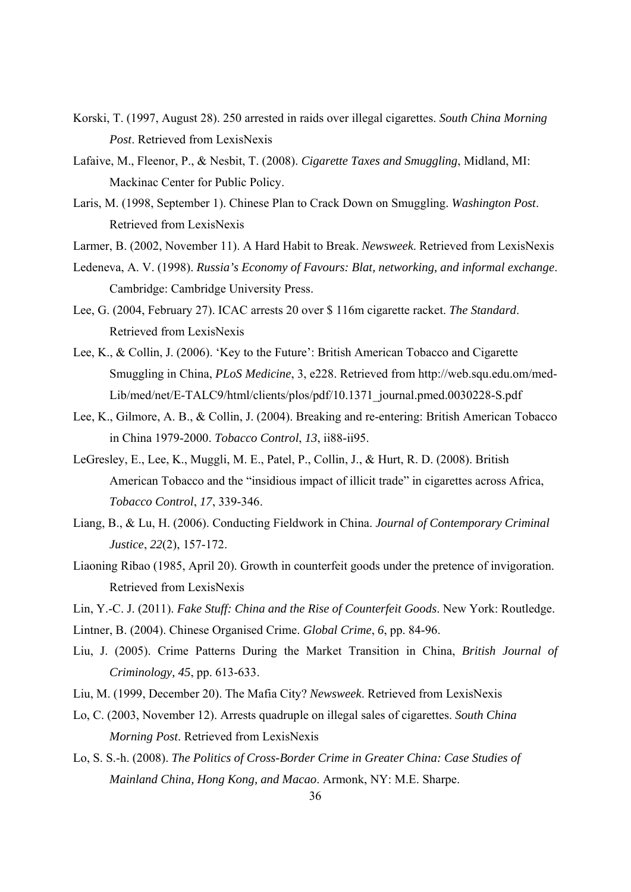Korski, T. (1997, August 28). 250 arrested in raids over illegal cigarettes. *South China Morning Post*. Retrieved from LexisNexis

Lafaive, M., Fleenor, P., & Nesbit, T. (2008). *Cigarette Taxes and Smuggling*, Midland, MI: Mackinac Center for Public Policy.

Laris, M. (1998, September 1). Chinese Plan to Crack Down on Smuggling. *Washington Post*. Retrieved from LexisNexis

Larmer, B. (2002, November 11). A Hard Habit to Break. *Newsweek*. Retrieved from LexisNexis

Ledeneva, A. V. (1998). *Russia's Economy of Favours: Blat, networking, and informal exchange*. Cambridge: Cambridge University Press.

Lee, G. (2004, February 27). ICAC arrests 20 over $ 116m cigarette racket. *The Standard*. Retrieved from LexisNexis

Lee, K., & Collin, J. (2006). 'Key to the Future': British American Tobacco and Cigarette Smuggling in China, *PLoS Medicine*, 3, e228. Retrieved from http://web.squ.edu.om/med-Lib/med/net/E-TALC9/html/clients/plos/pdf/10.1371_journal.pmed.0030228-S.pdf

Lee, K., Gilmore, A. B., & Collin, J. (2004). Breaking and re-entering: British American Tobacco in China 1979-2000. *Tobacco Control*, *13*, ii88-ii95.

LeGresley, E., Lee, K., Muggli, M. E., Patel, P., Collin, J., & Hurt, R. D. (2008). British American Tobacco and the "insidious impact of illicit trade" in cigarettes across Africa, *Tobacco Control*, *17*, 339-346.

Liang, B., & Lu, H. (2006). Conducting Fieldwork in China. *Journal of Contemporary Criminal Justice*, *22*(2), 157-172.

Liaoning Ribao (1985, April 20). Growth in counterfeit goods under the pretence of invigoration. Retrieved from LexisNexis

Lin, Y.-C. J. (2011). *Fake Stuff: China and the Rise of Counterfeit Goods*. New York: Routledge.

Lintner, B. (2004). Chinese Organised Crime. *Global Crime*, *6*, pp. 84-96.

Liu, J. (2005). Crime Patterns During the Market Transition in China, *British Journal of Criminology, 45*, pp. 613-633.

Liu, M. (1999, December 20). The Mafia City? *Newsweek*. Retrieved from LexisNexis

Lo, C. (2003, November 12). Arrests quadruple on illegal sales of cigarettes. *South China Morning Post*. Retrieved from LexisNexis

Lo, S. S.-h. (2008). *The Politics of Cross-Border Crime in Greater China: Case Studies of Mainland China, Hong Kong, and Macao*. Armonk, NY: M.E. Sharpe.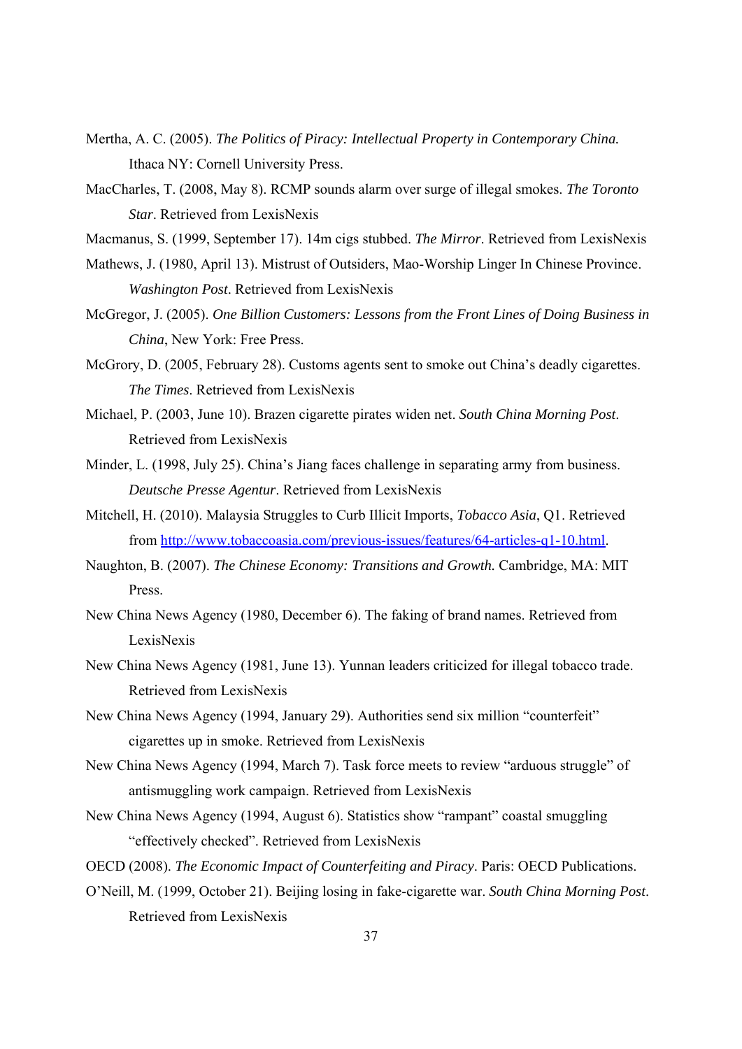Mertha, A. C. (2005). *The Politics of Piracy: Intellectual Property in Contemporary China.* Ithaca NY: Cornell University Press.

MacCharles, T. (2008, May 8). RCMP sounds alarm over surge of illegal smokes. *The Toronto Star*. Retrieved from LexisNexis

Macmanus, S. (1999, September 17). 14m cigs stubbed. *The Mirror*. Retrieved from LexisNexis

Mathews, J. (1980, April 13). Mistrust of Outsiders, Mao-Worship Linger In Chinese Province. *Washington Post*. Retrieved from LexisNexis

McGregor, J. (2005). *One Billion Customers: Lessons from the Front Lines of Doing Business in China*, New York: Free Press.

McGrory, D. (2005, February 28). Customs agents sent to smoke out China's deadly cigarettes. *The Times*. Retrieved from LexisNexis

Michael, P. (2003, June 10). Brazen cigarette pirates widen net. *South China Morning Post*. Retrieved from LexisNexis

Minder, L. (1998, July 25). China's Jiang faces challenge in separating army from business. *Deutsche Presse Agentur*. Retrieved from LexisNexis

Mitchell, H. (2010). Malaysia Struggles to Curb Illicit Imports, *Tobacco Asia*, Q1. Retrieved from http://www.tobaccoasia.com/previous-issues/features/64-articles-q1-10.html.

Naughton, B. (2007). *The Chinese Economy: Transitions and Growth.* Cambridge, MA: MIT Press.

New China News Agency (1980, December 6). The faking of brand names. Retrieved from LexisNexis

New China News Agency (1981, June 13). Yunnan leaders criticized for illegal tobacco trade. Retrieved from LexisNexis

New China News Agency (1994, January 29). Authorities send six million "counterfeit" cigarettes up in smoke. Retrieved from LexisNexis

New China News Agency (1994, March 7). Task force meets to review "arduous struggle" of antismuggling work campaign. Retrieved from LexisNexis

New China News Agency (1994, August 6). Statistics show "rampant" coastal smuggling "effectively checked". Retrieved from LexisNexis

OECD (2008). *The Economic Impact of Counterfeiting and Piracy*. Paris: OECD Publications.

O'Neill, M. (1999, October 21). Beijing losing in fake-cigarette war. *South China Morning Post*. Retrieved from LexisNexis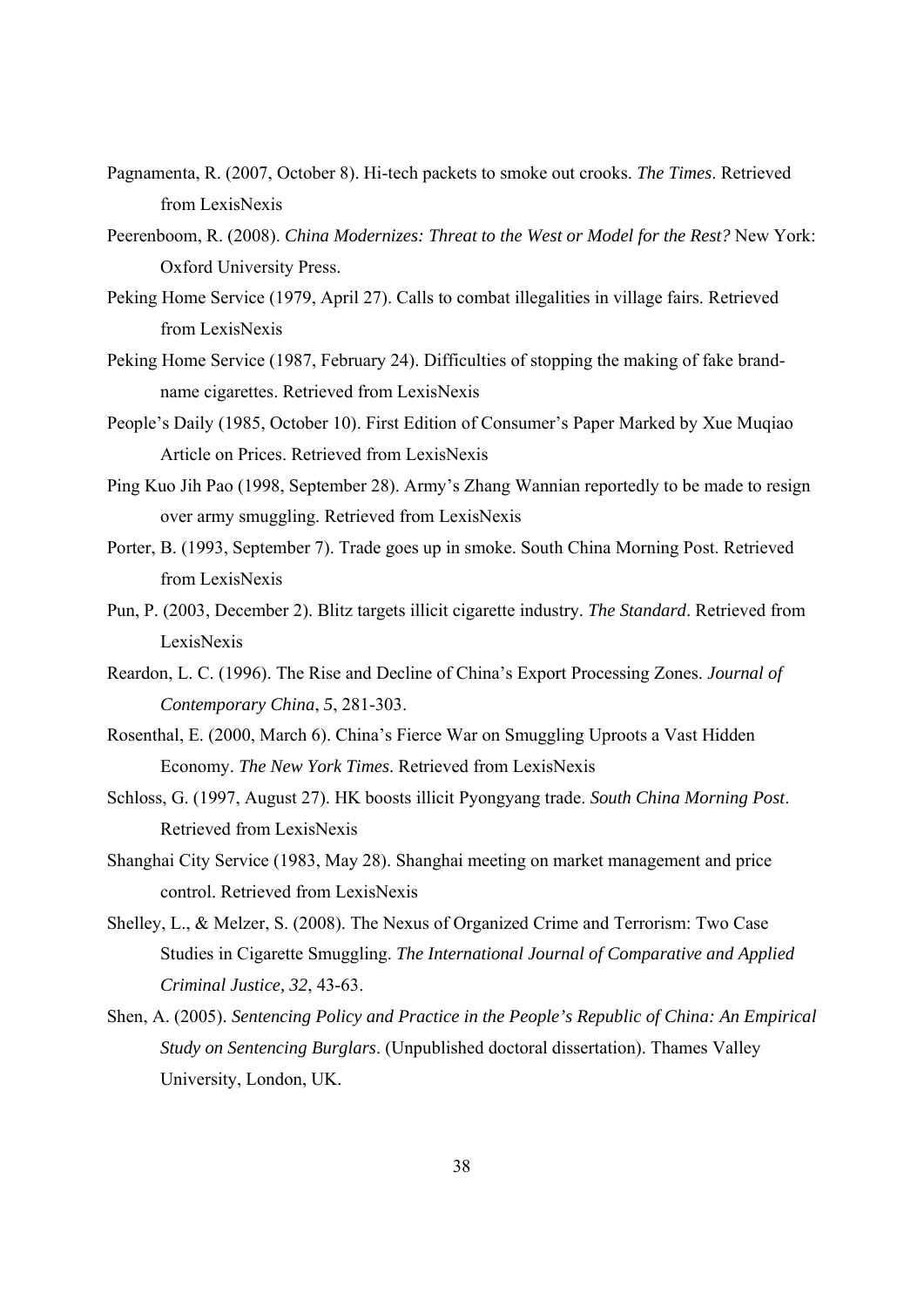Pagnamenta, R. (2007, October 8). Hi-tech packets to smoke out crooks. *The Times*. Retrieved from LexisNexis

Peerenboom, R. (2008). *China Modernizes: Threat to the West or Model for the Rest?* New York: Oxford University Press.

Peking Home Service (1979, April 27). Calls to combat illegalities in village fairs. Retrieved from LexisNexis

Peking Home Service (1987, February 24). Difficulties of stopping the making of fake brand-name cigarettes. Retrieved from LexisNexis

People's Daily (1985, October 10). First Edition of Consumer's Paper Marked by Xue Muqiao Article on Prices. Retrieved from LexisNexis

Ping Kuo Jih Pao (1998, September 28). Army's Zhang Wannian reportedly to be made to resign over army smuggling. Retrieved from LexisNexis

Porter, B. (1993, September 7). Trade goes up in smoke. South China Morning Post. Retrieved from LexisNexis

Pun, P. (2003, December 2). Blitz targets illicit cigarette industry. *The Standard*. Retrieved from LexisNexis

Reardon, L. C. (1996). The Rise and Decline of China's Export Processing Zones. *Journal of Contemporary China*, *5*, 281-303.

Rosenthal, E. (2000, March 6). China's Fierce War on Smuggling Uproots a Vast Hidden Economy. *The New York Times*. Retrieved from LexisNexis

Schloss, G. (1997, August 27). HK boosts illicit Pyongyang trade. *South China Morning Post*. Retrieved from LexisNexis

Shanghai City Service (1983, May 28). Shanghai meeting on market management and price control. Retrieved from LexisNexis

Shelley, L., & Melzer, S. (2008). The Nexus of Organized Crime and Terrorism: Two Case Studies in Cigarette Smuggling. *The International Journal of Comparative and Applied Criminal Justice, 32*, 43-63.

Shen, A. (2005). *Sentencing Policy and Practice in the People's Republic of China: An Empirical Study on Sentencing Burglars*. (Unpublished doctoral dissertation). Thames Valley University, London, UK.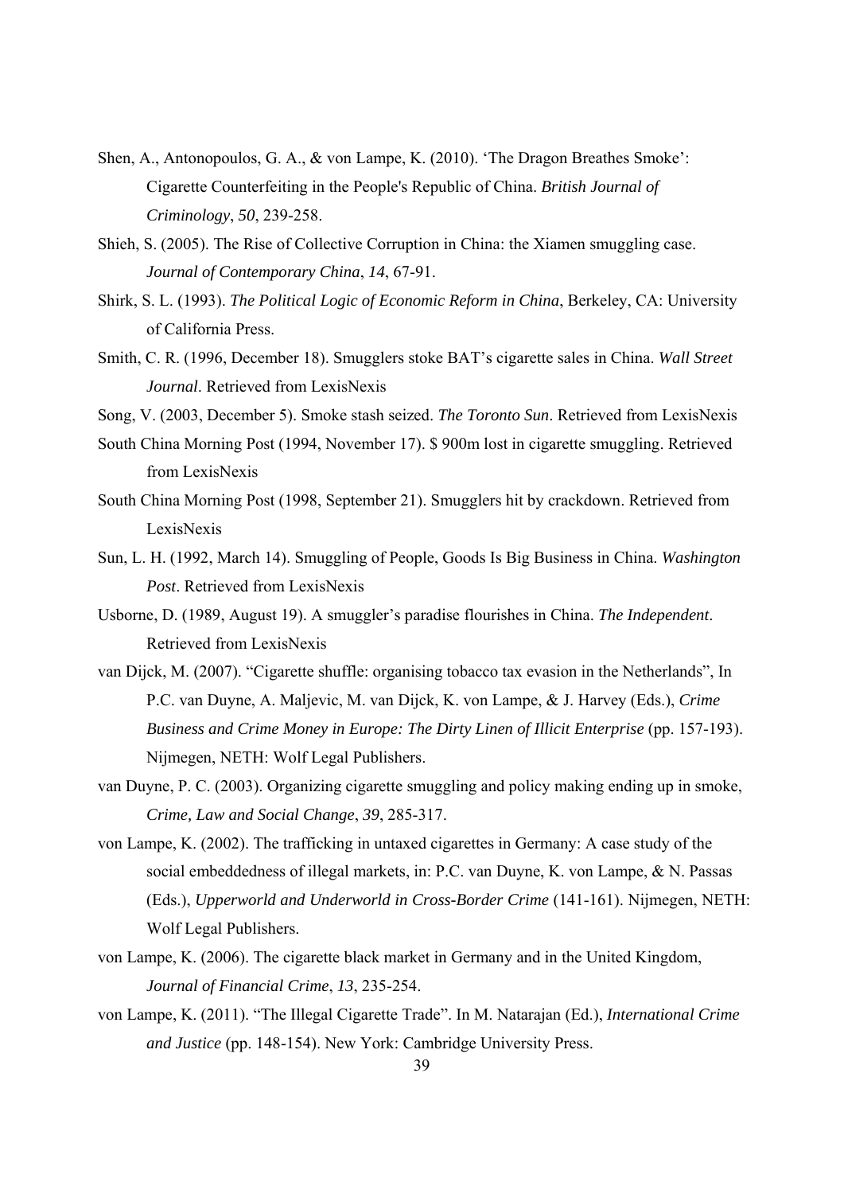Shen, A., Antonopoulos, G. A., & von Lampe, K. (2010). 'The Dragon Breathes Smoke': Cigarette Counterfeiting in the People's Republic of China. *British Journal of Criminology*, *50*, 239-258.

Shieh, S. (2005). The Rise of Collective Corruption in China: the Xiamen smuggling case. *Journal of Contemporary China*, *14*, 67-91.

Shirk, S. L. (1993). *The Political Logic of Economic Reform in China*, Berkeley, CA: University of California Press.

Smith, C. R. (1996, December 18). Smugglers stoke BAT's cigarette sales in China. *Wall Street Journal*. Retrieved from LexisNexis

Song, V. (2003, December 5). Smoke stash seized. *The Toronto Sun*. Retrieved from LexisNexis

South China Morning Post (1994, November 17). $ 900m lost in cigarette smuggling. Retrieved from LexisNexis

South China Morning Post (1998, September 21). Smugglers hit by crackdown. Retrieved from LexisNexis

Sun, L. H. (1992, March 14). Smuggling of People, Goods Is Big Business in China. *Washington Post*. Retrieved from LexisNexis

Usborne, D. (1989, August 19). A smuggler's paradise flourishes in China. *The Independent*. Retrieved from LexisNexis

van Dijck, M. (2007). "Cigarette shuffle: organising tobacco tax evasion in the Netherlands", In P.C. van Duyne, A. Maljevic, M. van Dijck, K. von Lampe, & J. Harvey (Eds.), *Crime Business and Crime Money in Europe: The Dirty Linen of Illicit Enterprise* (pp. 157-193). Nijmegen, NETH: Wolf Legal Publishers.

van Duyne, P. C. (2003). Organizing cigarette smuggling and policy making ending up in smoke, *Crime, Law and Social Change*, *39*, 285-317.

von Lampe, K. (2002). The trafficking in untaxed cigarettes in Germany: A case study of the social embeddedness of illegal markets, in: P.C. van Duyne, K. von Lampe, & N. Passas (Eds.), *Upperworld and Underworld in Cross-Border Crime* (141-161). Nijmegen, NETH: Wolf Legal Publishers.

von Lampe, K. (2006). The cigarette black market in Germany and in the United Kingdom, *Journal of Financial Crime*, *13*, 235-254.

von Lampe, K. (2011). "The Illegal Cigarette Trade". In M. Natarajan (Ed.), *International Crime and Justice* (pp. 148-154). New York: Cambridge University Press.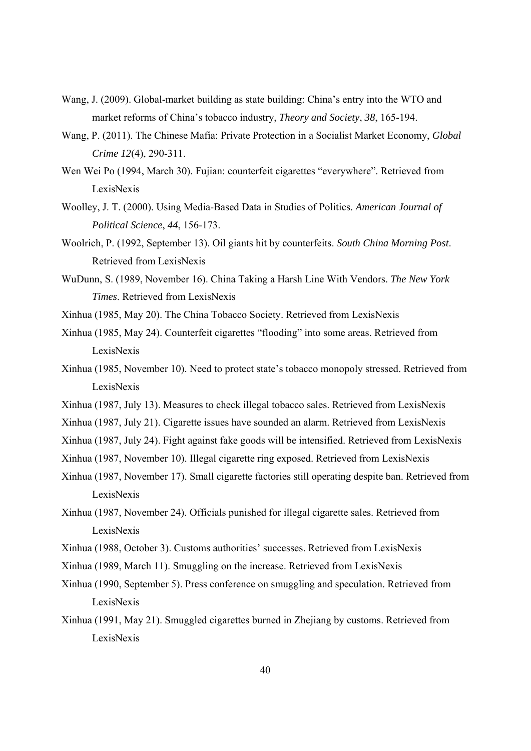Wang, J. (2009). Global-market building as state building: China's entry into the WTO and market reforms of China's tobacco industry, *Theory and Society*, *38*, 165-194.

Wang, P. (2011). The Chinese Mafia: Private Protection in a Socialist Market Economy, *Global Crime 12*(4), 290-311.

Wen Wei Po (1994, March 30). Fujian: counterfeit cigarettes "everywhere". Retrieved from LexisNexis

Woolley, J. T. (2000). Using Media-Based Data in Studies of Politics. *American Journal of Political Science*, *44*, 156-173.

Woolrich, P. (1992, September 13). Oil giants hit by counterfeits. *South China Morning Post*. Retrieved from LexisNexis

WuDunn, S. (1989, November 16). China Taking a Harsh Line With Vendors. *The New York Times*. Retrieved from LexisNexis

Xinhua (1985, May 20). The China Tobacco Society. Retrieved from LexisNexis

Xinhua (1985, May 24). Counterfeit cigarettes "flooding" into some areas. Retrieved from LexisNexis

Xinhua (1985, November 10). Need to protect state's tobacco monopoly stressed. Retrieved from LexisNexis

Xinhua (1987, July 13). Measures to check illegal tobacco sales. Retrieved from LexisNexis

Xinhua (1987, July 21). Cigarette issues have sounded an alarm. Retrieved from LexisNexis

Xinhua (1987, July 24). Fight against fake goods will be intensified. Retrieved from LexisNexis

Xinhua (1987, November 10). Illegal cigarette ring exposed. Retrieved from LexisNexis

Xinhua (1987, November 17). Small cigarette factories still operating despite ban. Retrieved from LexisNexis

Xinhua (1987, November 24). Officials punished for illegal cigarette sales. Retrieved from LexisNexis

Xinhua (1988, October 3). Customs authorities' successes. Retrieved from LexisNexis

Xinhua (1989, March 11). Smuggling on the increase. Retrieved from LexisNexis

Xinhua (1990, September 5). Press conference on smuggling and speculation. Retrieved from LexisNexis

Xinhua (1991, May 21). Smuggled cigarettes burned in Zhejiang by customs. Retrieved from LexisNexis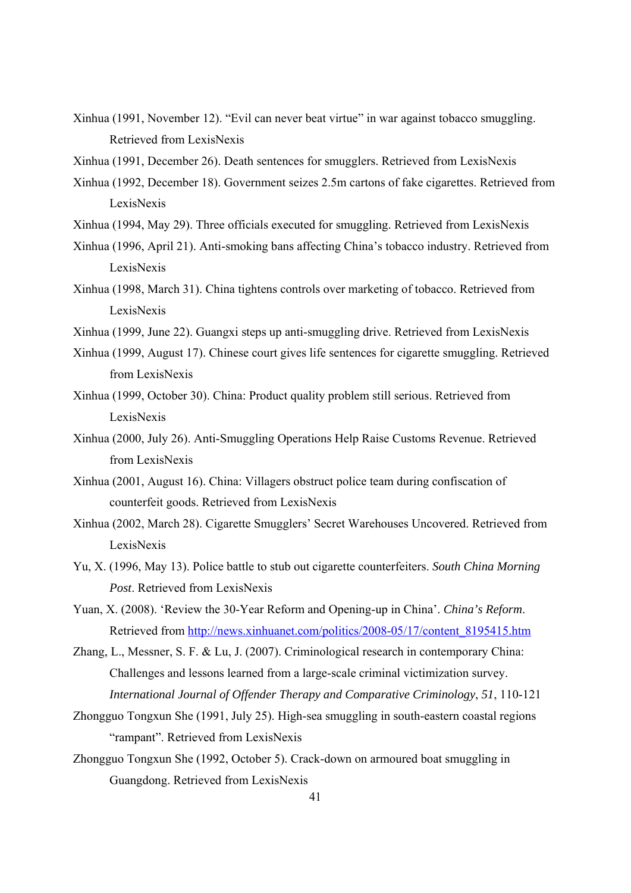Xinhua (1991, November 12). "Evil can never beat virtue" in war against tobacco smuggling. Retrieved from LexisNexis

Xinhua (1991, December 26). Death sentences for smugglers. Retrieved from LexisNexis

Xinhua (1992, December 18). Government seizes 2.5m cartons of fake cigarettes. Retrieved from LexisNexis

Xinhua (1994, May 29). Three officials executed for smuggling. Retrieved from LexisNexis

Xinhua (1996, April 21). Anti-smoking bans affecting China's tobacco industry. Retrieved from LexisNexis

Xinhua (1998, March 31). China tightens controls over marketing of tobacco. Retrieved from LexisNexis

Xinhua (1999, June 22). Guangxi steps up anti-smuggling drive. Retrieved from LexisNexis

Xinhua (1999, August 17). Chinese court gives life sentences for cigarette smuggling. Retrieved from LexisNexis

Xinhua (1999, October 30). China: Product quality problem still serious. Retrieved from LexisNexis

Xinhua (2000, July 26). Anti-Smuggling Operations Help Raise Customs Revenue. Retrieved from LexisNexis

Xinhua (2001, August 16). China: Villagers obstruct police team during confiscation of counterfeit goods. Retrieved from LexisNexis

Xinhua (2002, March 28). Cigarette Smugglers' Secret Warehouses Uncovered. Retrieved from LexisNexis

Yu, X. (1996, May 13). Police battle to stub out cigarette counterfeiters. *South China Morning Post*. Retrieved from LexisNexis

Yuan, X. (2008). 'Review the 30-Year Reform and Opening-up in China'. *China's Reform*. Retrieved from http://news.xinhuanet.com/politics/2008-05/17/content_8195415.htm

Zhang, L., Messner, S. F. & Lu, J. (2007). Criminological research in contemporary China: Challenges and lessons learned from a large-scale criminal victimization survey. *International Journal of Offender Therapy and Comparative Criminology*, *51*, 110-121

Zhongguo Tongxun She (1991, July 25). High-sea smuggling in south-eastern coastal regions "rampant". Retrieved from LexisNexis

Zhongguo Tongxun She (1992, October 5). Crack-down on armoured boat smuggling in Guangdong. Retrieved from LexisNexis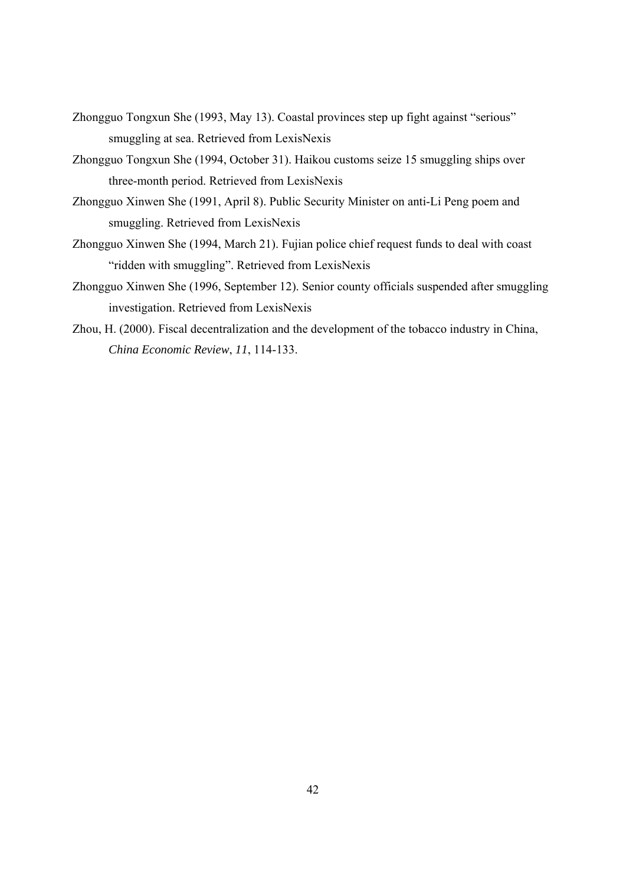Zhongguo Tongxun She (1993, May 13). Coastal provinces step up fight against "serious" smuggling at sea. Retrieved from LexisNexis

Zhongguo Tongxun She (1994, October 31). Haikou customs seize 15 smuggling ships over three-month period. Retrieved from LexisNexis

Zhongguo Xinwen She (1991, April 8). Public Security Minister on anti-Li Peng poem and smuggling. Retrieved from LexisNexis

Zhongguo Xinwen She (1994, March 21). Fujian police chief request funds to deal with coast "ridden with smuggling". Retrieved from LexisNexis

Zhongguo Xinwen She (1996, September 12). Senior county officials suspended after smuggling investigation. Retrieved from LexisNexis

Zhou, H. (2000). Fiscal decentralization and the development of the tobacco industry in China, *China Economic Review*, *11*, 114-133.